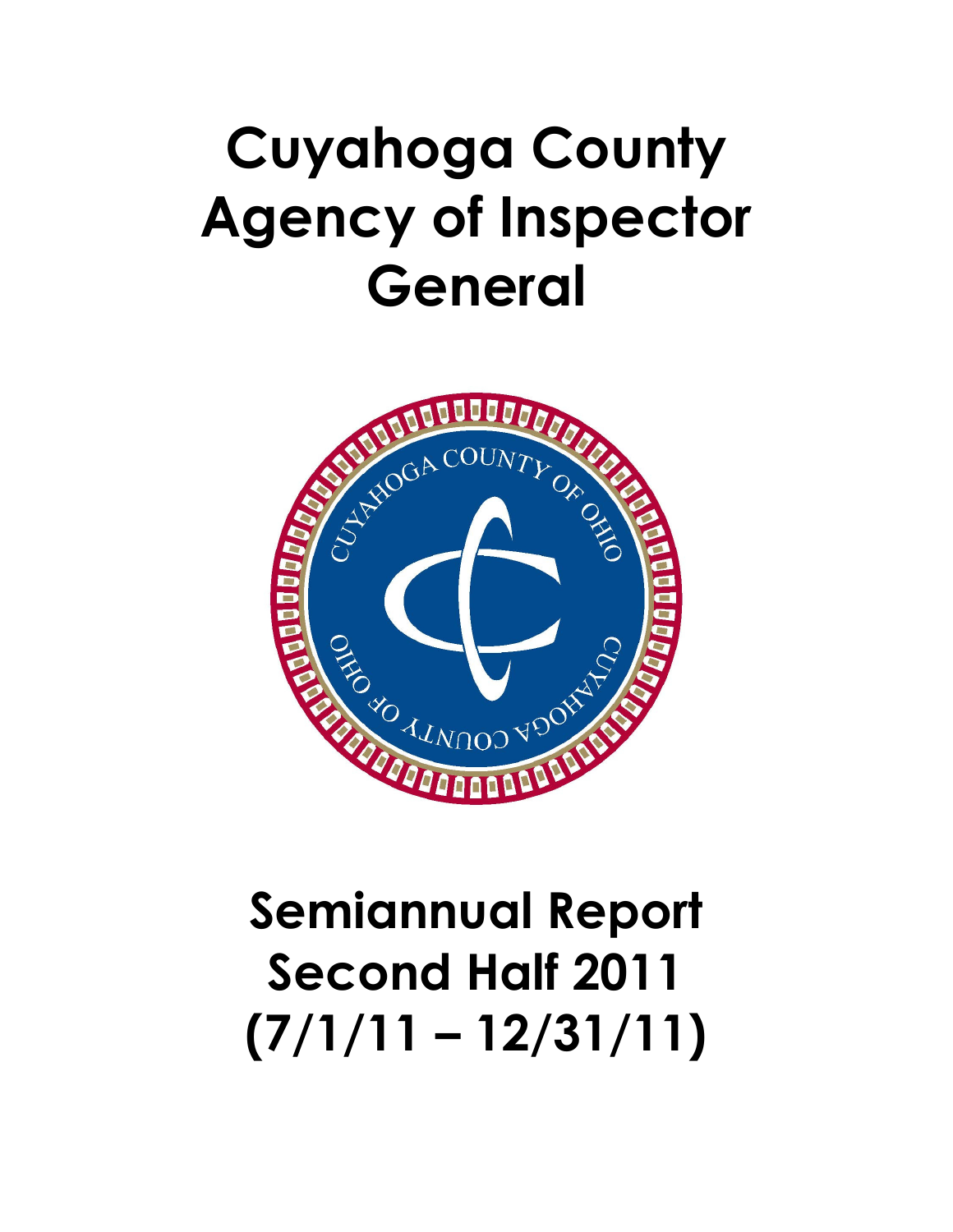# Cuyahoga County Agency of Inspector General

# Semiannual Report Second Half 2011 (7/1/11 – 12/31/11)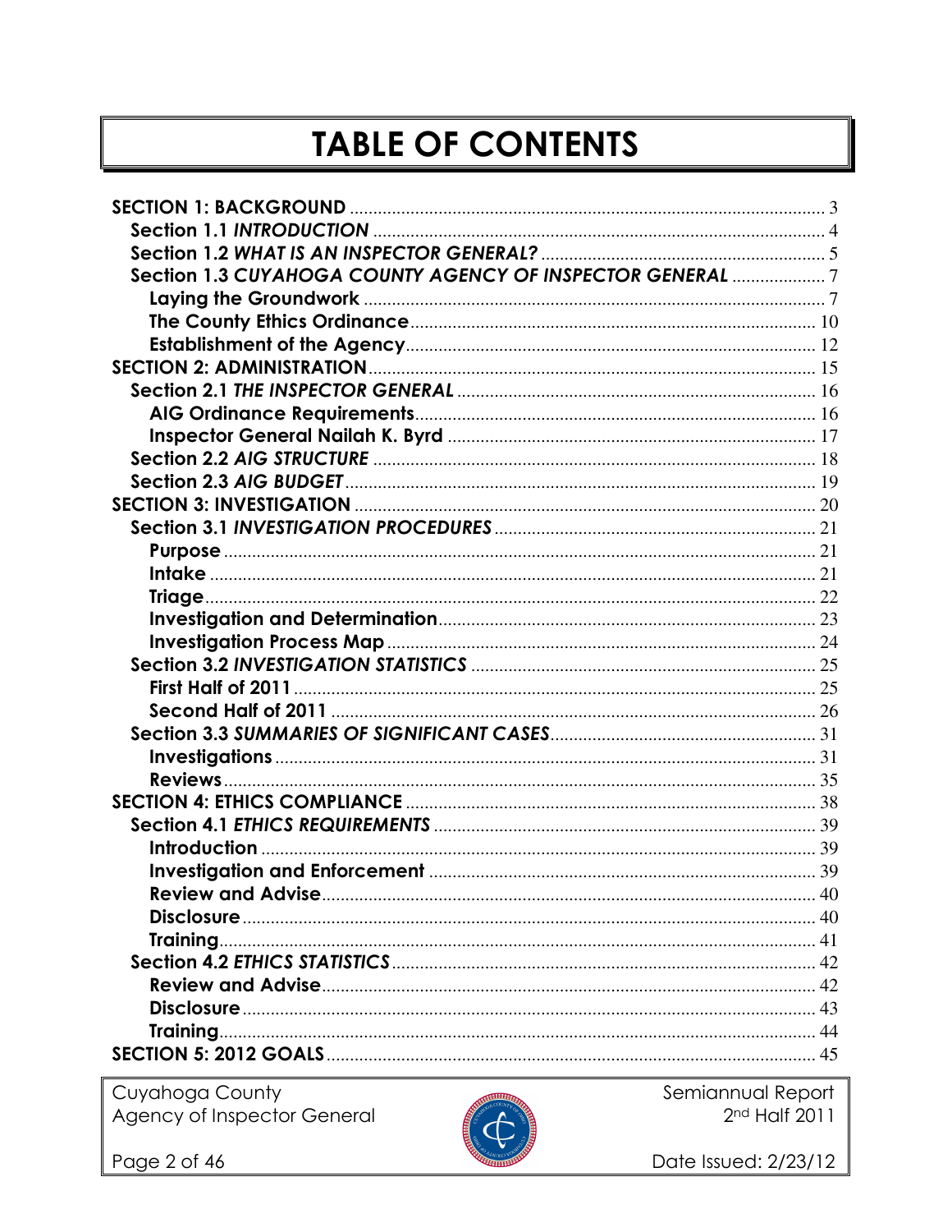# TABLE OF CONTENTS

- **SECTION 1: BACKGROUND** ........ 3
  - **Section 1.1 *INTRODUCTION*** ........ 4
  - **Section 1.2 *WHAT IS AN INSPECTOR GENERAL?*** ........ 5
  - **Section 1.3 *CUYAHOGA COUNTY AGENCY OF INSPECTOR GENERAL*** ........ 7
    - **Laying the Groundwork** ........ 7
    - **The County Ethics Ordinance** ........ 10
    - **Establishment of the Agency** ........ 12
- **SECTION 2: ADMINISTRATION** ........ 15
  - **Section 2.1 *THE INSPECTOR GENERAL*** ........ 16
    - **AIG Ordinance Requirements** ........ 16
    - **Inspector General Nailah K. Byrd** ........ 17
  - **Section 2.2 *AIG STRUCTURE*** ........ 18
  - **Section 2.3 *AIG BUDGET*** ........ 19
- **SECTION 3: INVESTIGATION** ........ 20
  - **Section 3.1 *INVESTIGATION PROCEDURES*** ........ 21
    - **Purpose** ........ 21
    - **Intake** ........ 21
    - **Triage** ........ 22
    - **Investigation and Determination** ........ 23
    - **Investigation Process Map** ........ 24
  - **Section 3.2 *INVESTIGATION STATISTICS*** ........ 25
    - **First Half of 2011** ........ 25
    - **Second Half of 2011** ........ 26
  - **Section 3.3 *SUMMARIES OF SIGNIFICANT CASES*** ........ 31
    - **Investigations** ........ 31
    - **Reviews** ........ 35
- **SECTION 4: ETHICS COMPLIANCE** ........ 38
  - **Section 4.1 *ETHICS REQUIREMENTS*** ........ 39
    - **Introduction** ........ 39
    - **Investigation and Enforcement** ........ 39
    - **Review and Advise** ........ 40
    - **Disclosure** ........ 40
    - **Training** ........ 41
  - **Section 4.2 *ETHICS STATISTICS*** ........ 42
    - **Review and Advise** ........ 42
    - **Disclosure** ........ 43
    - **Training** ........ 44
- **SECTION 5: 2012 GOALS** ........ 45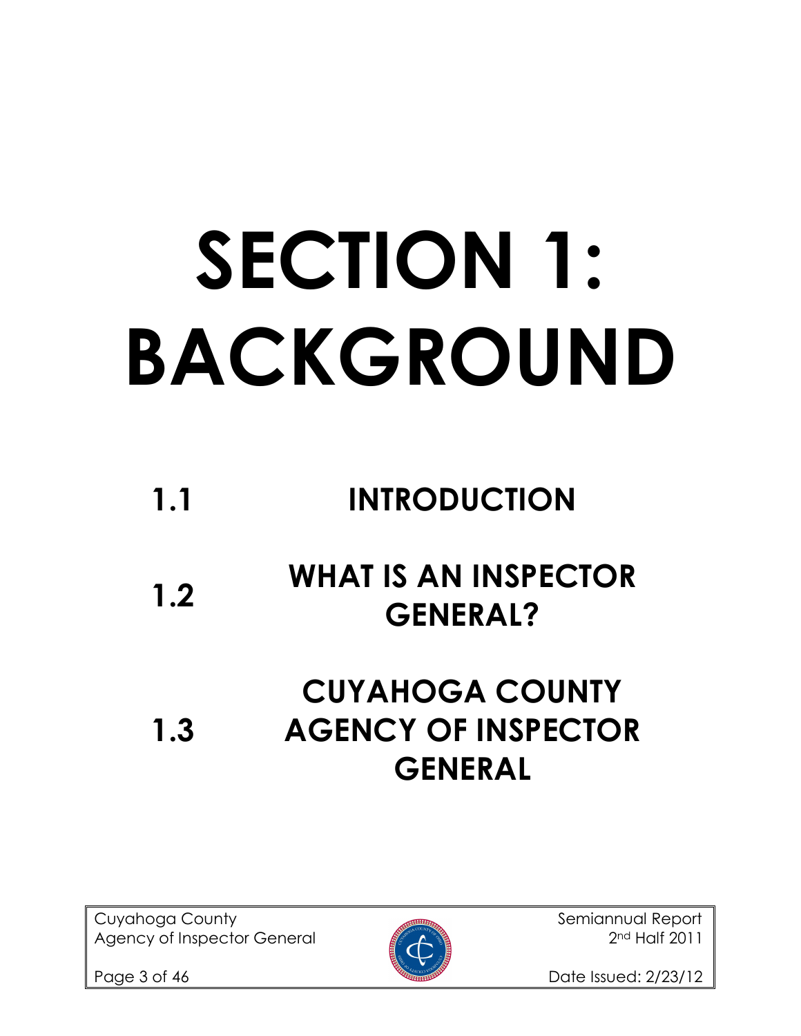# SECTION 1: BACKGROUND

| | |
|---|---|
| **1.1** | **INTRODUCTION** |
| **1.2** | **WHAT IS AN INSPECTOR GENERAL?** |
| **1.3** | **CUYAHOGA COUNTY AGENCY OF INSPECTOR GENERAL** |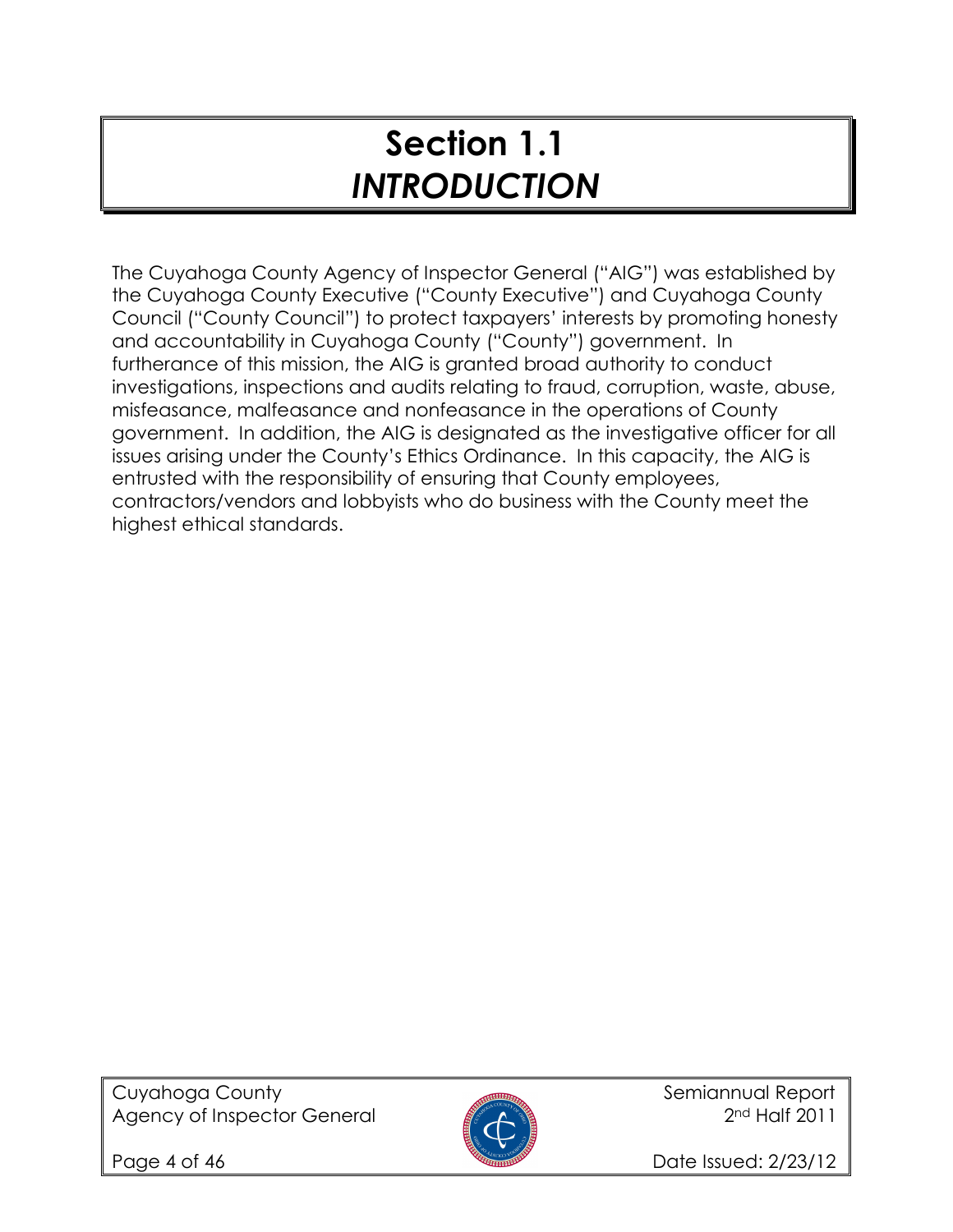# Section 1.1
# *INTRODUCTION*

The Cuyahoga County Agency of Inspector General ("AIG") was established by the Cuyahoga County Executive ("County Executive") and Cuyahoga County Council ("County Council") to protect taxpayers' interests by promoting honesty and accountability in Cuyahoga County ("County") government. In furtherance of this mission, the AIG is granted broad authority to conduct investigations, inspections and audits relating to fraud, corruption, waste, abuse, misfeasance, malfeasance and nonfeasance in the operations of County government. In addition, the AIG is designated as the investigative officer for all issues arising under the County's Ethics Ordinance. In this capacity, the AIG is entrusted with the responsibility of ensuring that County employees, contractors/vendors and lobbyists who do business with the County meet the highest ethical standards.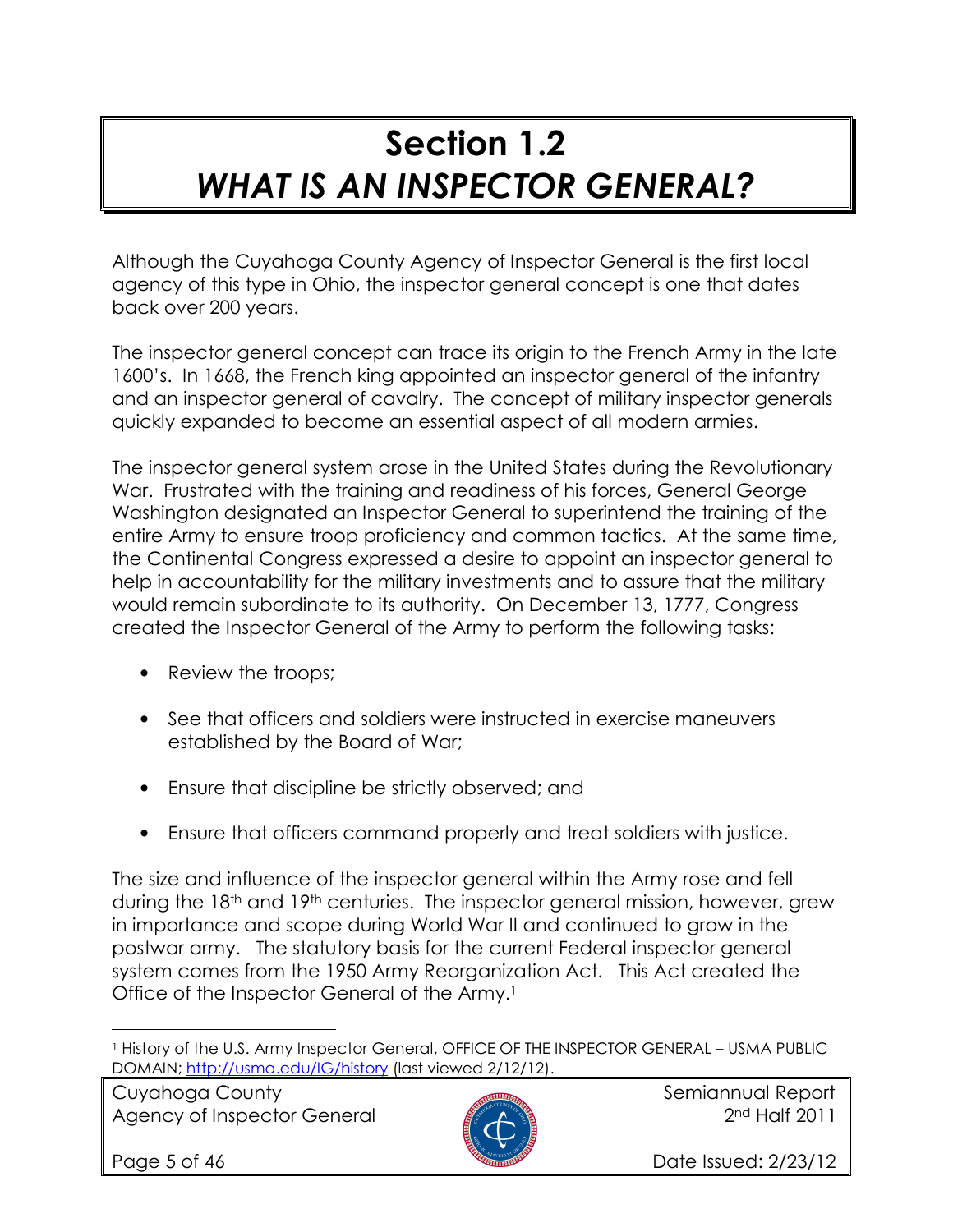# Section 1.2
## *WHAT IS AN INSPECTOR GENERAL?*

Although the Cuyahoga County Agency of Inspector General is the first local agency of this type in Ohio, the inspector general concept is one that dates back over 200 years.

The inspector general concept can trace its origin to the French Army in the late 1600's. In 1668, the French king appointed an inspector general of the infantry and an inspector general of cavalry. The concept of military inspector generals quickly expanded to become an essential aspect of all modern armies.

The inspector general system arose in the United States during the Revolutionary War. Frustrated with the training and readiness of his forces, General George Washington designated an Inspector General to superintend the training of the entire Army to ensure troop proficiency and common tactics. At the same time, the Continental Congress expressed a desire to appoint an inspector general to help in accountability for the military investments and to assure that the military would remain subordinate to its authority. On December 13, 1777, Congress created the Inspector General of the Army to perform the following tasks:

- Review the troops;
- See that officers and soldiers were instructed in exercise maneuvers established by the Board of War;
- Ensure that discipline be strictly observed; and
- Ensure that officers command properly and treat soldiers with justice.

The size and influence of the inspector general within the Army rose and fell during the 18th and 19th centuries. The inspector general mission, however, grew in importance and scope during World War II and continued to grow in the postwar army. The statutory basis for the current Federal inspector general system comes from the 1950 Army Reorganization Act. This Act created the Office of the Inspector General of the Army.[1]

[1] History of the U.S. Army Inspector General, OFFICE OF THE INSPECTOR GENERAL – USMA PUBLIC DOMAIN; http://usma.edu/IG/history (last viewed 2/12/12).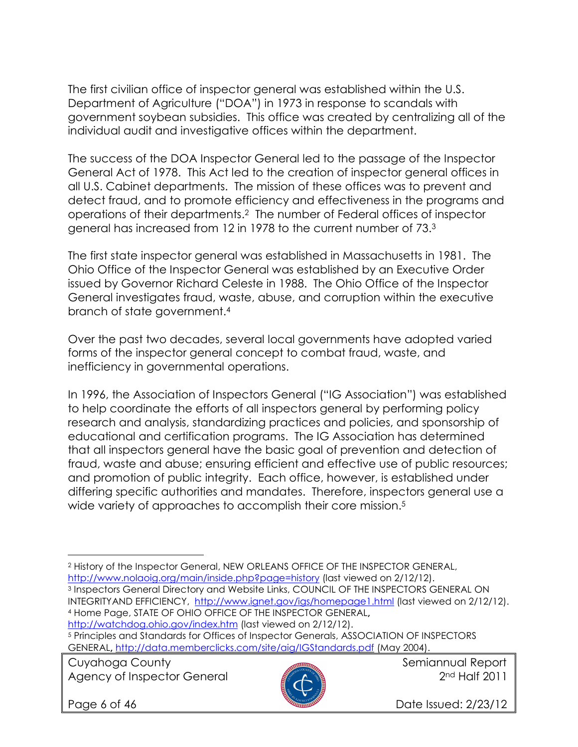The first civilian office of inspector general was established within the U.S. Department of Agriculture ("DOA") in 1973 in response to scandals with government soybean subsidies. This office was created by centralizing all of the individual audit and investigative offices within the department.

The success of the DOA Inspector General led to the passage of the Inspector General Act of 1978. This Act led to the creation of inspector general offices in all U.S. Cabinet departments. The mission of these offices was to prevent and detect fraud, and to promote efficiency and effectiveness in the programs and operations of their departments.[2] The number of Federal offices of inspector general has increased from 12 in 1978 to the current number of 73.[3]

The first state inspector general was established in Massachusetts in 1981. The Ohio Office of the Inspector General was established by an Executive Order issued by Governor Richard Celeste in 1988. The Ohio Office of the Inspector General investigates fraud, waste, abuse, and corruption within the executive branch of state government.[4]

Over the past two decades, several local governments have adopted varied forms of the inspector general concept to combat fraud, waste, and inefficiency in governmental operations.

In 1996, the Association of Inspectors General ("IG Association") was established to help coordinate the efforts of all inspectors general by performing policy research and analysis, standardizing practices and policies, and sponsorship of educational and certification programs. The IG Association has determined that all inspectors general have the basic goal of prevention and detection of fraud, waste and abuse; ensuring efficient and effective use of public resources; and promotion of public integrity. Each office, however, is established under differing specific authorities and mandates. Therefore, inspectors general use a wide variety of approaches to accomplish their core mission.[5]

---

[2] History of the Inspector General, NEW ORLEANS OFFICE OF THE INSPECTOR GENERAL, http://www.nolaoig.org/main/inside.php?page=history (last viewed on 2/12/12).

[3] Inspectors General Directory and Website Links, COUNCIL OF THE INSPECTORS GENERAL ON INTEGRITYAND EFFICIENCY, http://www.ignet.gov/igs/homepage1.html (last viewed on 2/12/12).

[4] Home Page, STATE OF OHIO OFFICE OF THE INSPECTOR GENERAL, http://watchdog.ohio.gov/index.htm (last viewed on 2/12/12).

[5] Principles and Standards for Offices of Inspector Generals, ASSOCIATION OF INSPECTORS GENERAL, http://data.memberclicks.com/site/aig/IGStandards.pdf (May 2004).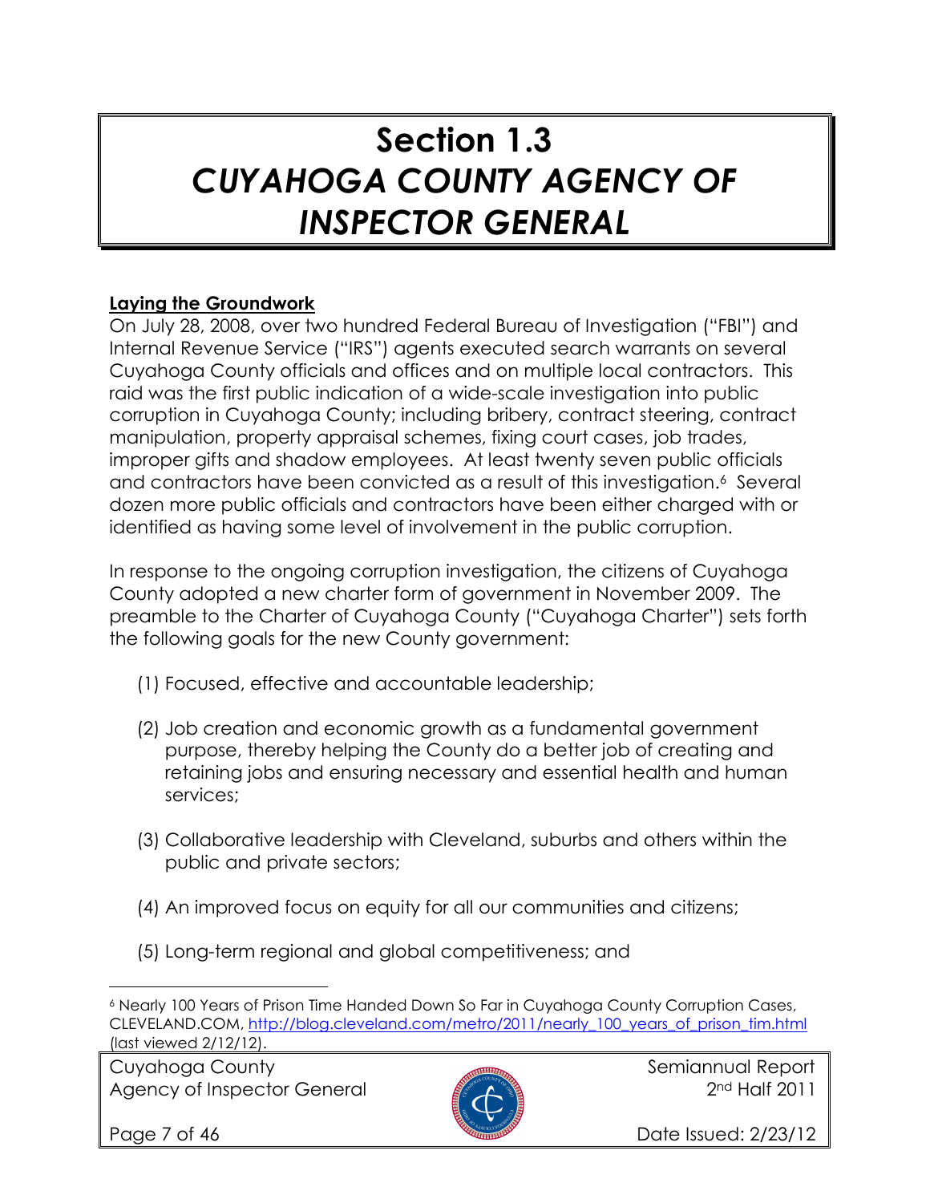# Section 1.3
# *CUYAHOGA COUNTY AGENCY OF INSPECTOR GENERAL*

**Laying the Groundwork**

On July 28, 2008, over two hundred Federal Bureau of Investigation ("FBI") and Internal Revenue Service ("IRS") agents executed search warrants on several Cuyahoga County officials and offices and on multiple local contractors. This raid was the first public indication of a wide-scale investigation into public corruption in Cuyahoga County; including bribery, contract steering, contract manipulation, property appraisal schemes, fixing court cases, job trades, improper gifts and shadow employees. At least twenty seven public officials and contractors have been convicted as a result of this investigation.[6] Several dozen more public officials and contractors have been either charged with or identified as having some level of involvement in the public corruption.

In response to the ongoing corruption investigation, the citizens of Cuyahoga County adopted a new charter form of government in November 2009. The preamble to the Charter of Cuyahoga County ("Cuyahoga Charter") sets forth the following goals for the new County government:

(1) Focused, effective and accountable leadership;

(2) Job creation and economic growth as a fundamental government purpose, thereby helping the County do a better job of creating and retaining jobs and ensuring necessary and essential health and human services;

(3) Collaborative leadership with Cleveland, suburbs and others within the public and private sectors;

(4) An improved focus on equity for all our communities and citizens;

(5) Long-term regional and global competitiveness; and

---

[6] Nearly 100 Years of Prison Time Handed Down So Far in Cuyahoga County Corruption Cases, CLEVELAND.COM, http://blog.cleveland.com/metro/2011/nearly_100_years_of_prison_tim.html (last viewed 2/12/12).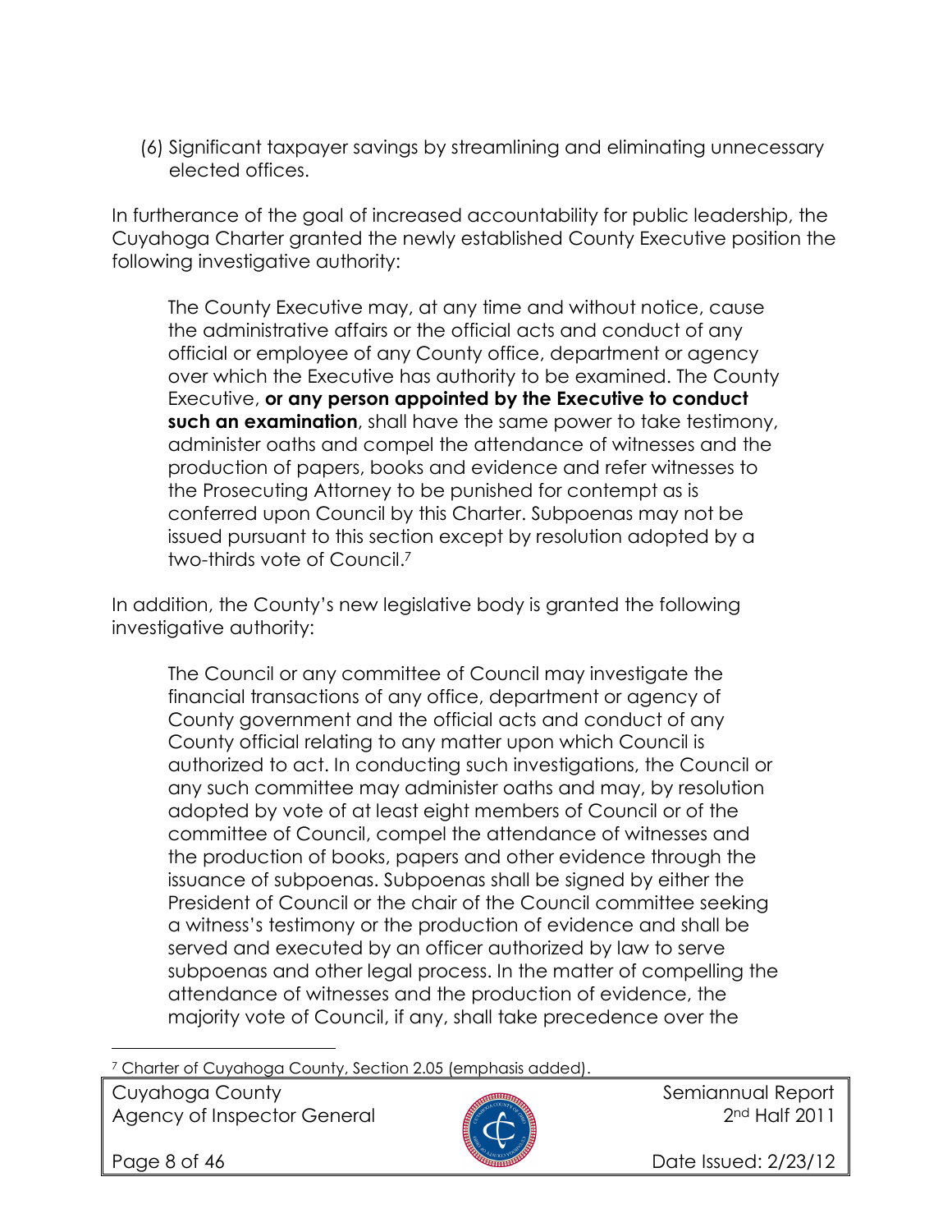(6) Significant taxpayer savings by streamlining and eliminating unnecessary elected offices.

In furtherance of the goal of increased accountability for public leadership, the Cuyahoga Charter granted the newly established County Executive position the following investigative authority:

> The County Executive may, at any time and without notice, cause the administrative affairs or the official acts and conduct of any official or employee of any County office, department or agency over which the Executive has authority to be examined. The County Executive, **or any person appointed by the Executive to conduct such an examination**, shall have the same power to take testimony, administer oaths and compel the attendance of witnesses and the production of papers, books and evidence and refer witnesses to the Prosecuting Attorney to be punished for contempt as is conferred upon Council by this Charter. Subpoenas may not be issued pursuant to this section except by resolution adopted by a two-thirds vote of Council.[7]

In addition, the County's new legislative body is granted the following investigative authority:

> The Council or any committee of Council may investigate the financial transactions of any office, department or agency of County government and the official acts and conduct of any County official relating to any matter upon which Council is authorized to act. In conducting such investigations, the Council or any such committee may administer oaths and may, by resolution adopted by vote of at least eight members of Council or of the committee of Council, compel the attendance of witnesses and the production of books, papers and other evidence through the issuance of subpoenas. Subpoenas shall be signed by either the President of Council or the chair of the Council committee seeking a witness's testimony or the production of evidence and shall be served and executed by an officer authorized by law to serve subpoenas and other legal process. In the matter of compelling the attendance of witnesses and the production of evidence, the majority vote of Council, if any, shall take precedence over the

[7] Charter of Cuyahoga County, Section 2.05 (emphasis added).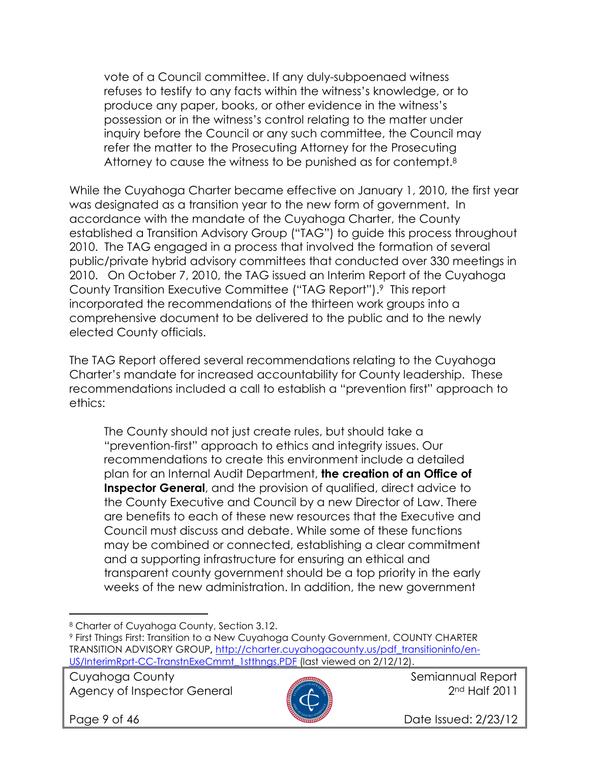> vote of a Council committee. If any duly-subpoenaed witness refuses to testify to any facts within the witness's knowledge, or to produce any paper, books, or other evidence in the witness's possession or in the witness's control relating to the matter under inquiry before the Council or any such committee, the Council may refer the matter to the Prosecuting Attorney for the Prosecuting Attorney to cause the witness to be punished as for contempt.[8]

While the Cuyahoga Charter became effective on January 1, 2010, the first year was designated as a transition year to the new form of government. In accordance with the mandate of the Cuyahoga Charter, the County established a Transition Advisory Group ("TAG") to guide this process throughout 2010. The TAG engaged in a process that involved the formation of several public/private hybrid advisory committees that conducted over 330 meetings in 2010. On October 7, 2010, the TAG issued an Interim Report of the Cuyahoga County Transition Executive Committee ("TAG Report").[9] This report incorporated the recommendations of the thirteen work groups into a comprehensive document to be delivered to the public and to the newly elected County officials.

The TAG Report offered several recommendations relating to the Cuyahoga Charter's mandate for increased accountability for County leadership. These recommendations included a call to establish a "prevention first" approach to ethics:

> The County should not just create rules, but should take a "prevention-first" approach to ethics and integrity issues. Our recommendations to create this environment include a detailed plan for an Internal Audit Department, **the creation of an Office of Inspector General**, and the provision of qualified, direct advice to the County Executive and Council by a new Director of Law. There are benefits to each of these new resources that the Executive and Council must discuss and debate. While some of these functions may be combined or connected, establishing a clear commitment and a supporting infrastructure for ensuring an ethical and transparent county government should be a top priority in the early weeks of the new administration. In addition, the new government

---

[8] Charter of Cuyahoga County, Section 3.12.

[9] First Things First: Transition to a New Cuyahoga County Government, COUNTY CHARTER TRANSITION ADVISORY GROUP, http://charter.cuyahogacounty.us/pdf_transitioninfo/en-US/InterimRprt-CC-TranstnExeCmmt_1stthngs.PDF (last viewed on 2/12/12).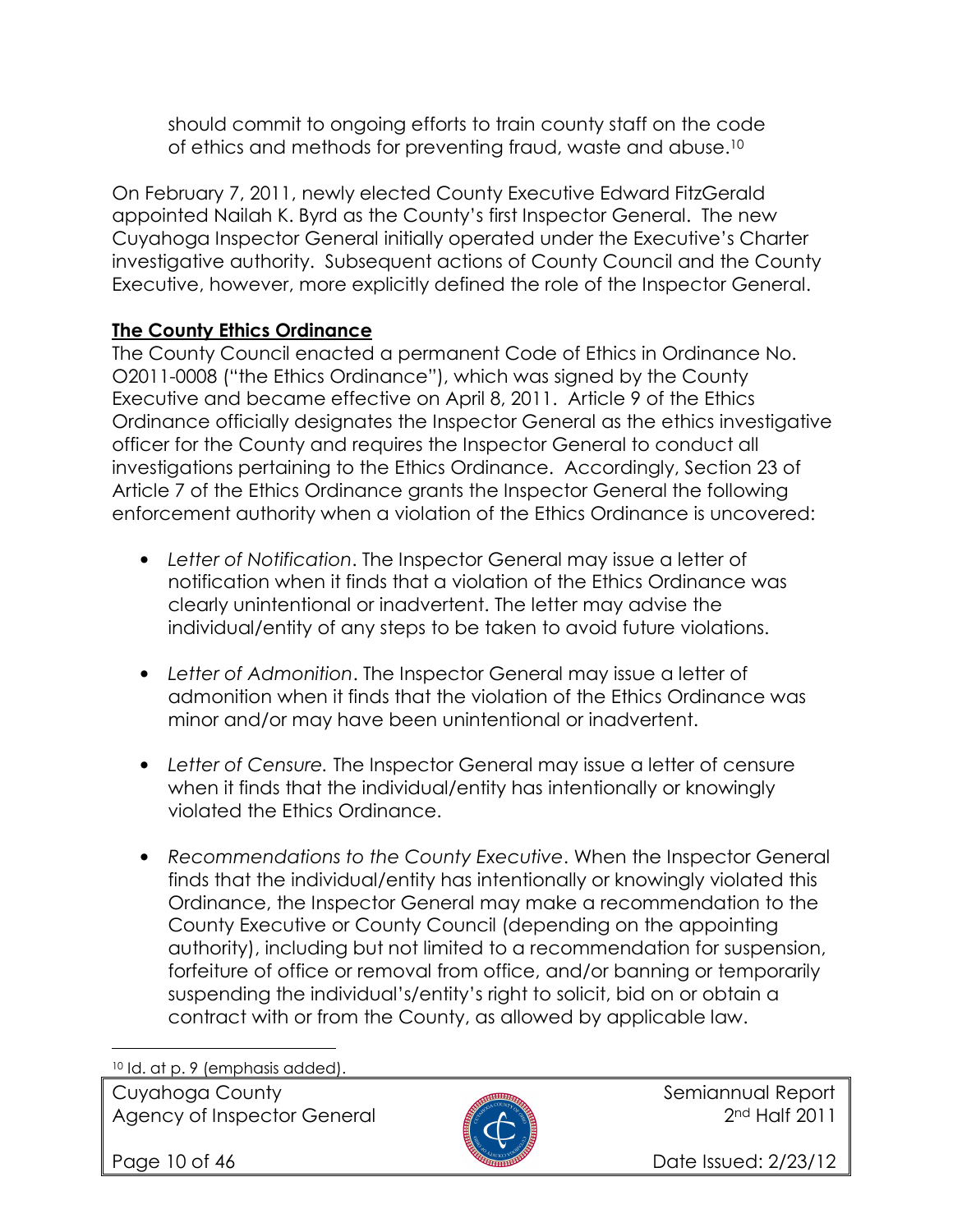should commit to ongoing efforts to train county staff on the code of ethics and methods for preventing fraud, waste and abuse.[10]

On February 7, 2011, newly elected County Executive Edward FitzGerald appointed Nailah K. Byrd as the County's first Inspector General. The new Cuyahoga Inspector General initially operated under the Executive's Charter investigative authority. Subsequent actions of County Council and the County Executive, however, more explicitly defined the role of the Inspector General.

**The County Ethics Ordinance**

The County Council enacted a permanent Code of Ethics in Ordinance No. O2011-0008 ("the Ethics Ordinance"), which was signed by the County Executive and became effective on April 8, 2011. Article 9 of the Ethics Ordinance officially designates the Inspector General as the ethics investigative officer for the County and requires the Inspector General to conduct all investigations pertaining to the Ethics Ordinance. Accordingly, Section 23 of Article 7 of the Ethics Ordinance grants the Inspector General the following enforcement authority when a violation of the Ethics Ordinance is uncovered:

- *Letter of Notification*. The Inspector General may issue a letter of notification when it finds that a violation of the Ethics Ordinance was clearly unintentional or inadvertent. The letter may advise the individual/entity of any steps to be taken to avoid future violations.

- *Letter of Admonition*. The Inspector General may issue a letter of admonition when it finds that the violation of the Ethics Ordinance was minor and/or may have been unintentional or inadvertent.

- *Letter of Censure.* The Inspector General may issue a letter of censure when it finds that the individual/entity has intentionally or knowingly violated the Ethics Ordinance.

- *Recommendations to the County Executive*. When the Inspector General finds that the individual/entity has intentionally or knowingly violated this Ordinance, the Inspector General may make a recommendation to the County Executive or County Council (depending on the appointing authority), including but not limited to a recommendation for suspension, forfeiture of office or removal from office, and/or banning or temporarily suspending the individual's/entity's right to solicit, bid on or obtain a contract with or from the County, as allowed by applicable law.

[10] Id. at p. 9 (emphasis added).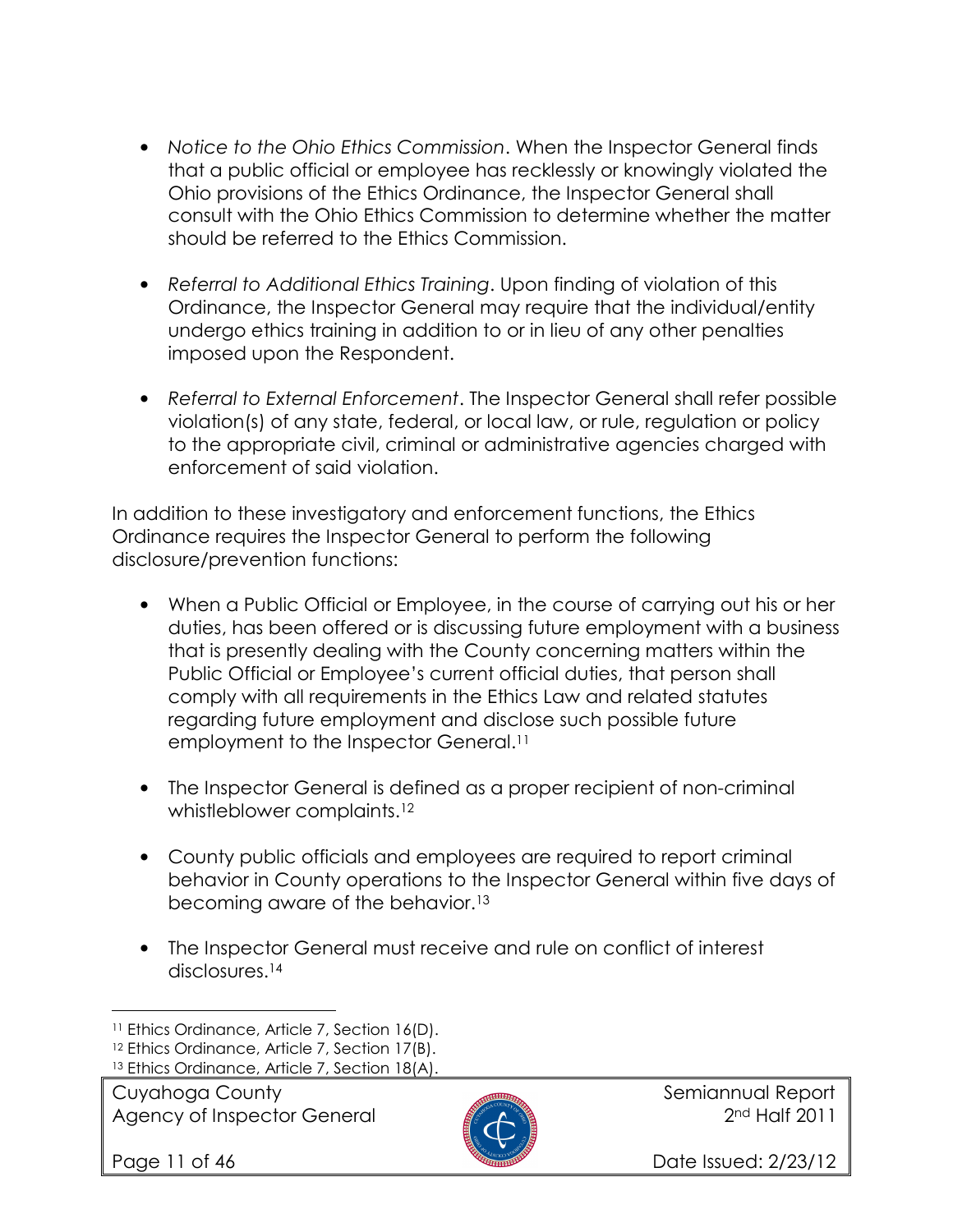- *Notice to the Ohio Ethics Commission*. When the Inspector General finds that a public official or employee has recklessly or knowingly violated the Ohio provisions of the Ethics Ordinance, the Inspector General shall consult with the Ohio Ethics Commission to determine whether the matter should be referred to the Ethics Commission.

- *Referral to Additional Ethics Training*. Upon finding of violation of this Ordinance, the Inspector General may require that the individual/entity undergo ethics training in addition to or in lieu of any other penalties imposed upon the Respondent.

- *Referral to External Enforcement*. The Inspector General shall refer possible violation(s) of any state, federal, or local law, or rule, regulation or policy to the appropriate civil, criminal or administrative agencies charged with enforcement of said violation.

In addition to these investigatory and enforcement functions, the Ethics Ordinance requires the Inspector General to perform the following disclosure/prevention functions:

- When a Public Official or Employee, in the course of carrying out his or her duties, has been offered or is discussing future employment with a business that is presently dealing with the County concerning matters within the Public Official or Employee's current official duties, that person shall comply with all requirements in the Ethics Law and related statutes regarding future employment and disclose such possible future employment to the Inspector General.[11]

- The Inspector General is defined as a proper recipient of non-criminal whistleblower complaints.[12]

- County public officials and employees are required to report criminal behavior in County operations to the Inspector General within five days of becoming aware of the behavior.[13]

- The Inspector General must receive and rule on conflict of interest disclosures.[14]

---

[11] Ethics Ordinance, Article 7, Section 16(D).
[12] Ethics Ordinance, Article 7, Section 17(B).
[13] Ethics Ordinance, Article 7, Section 18(A).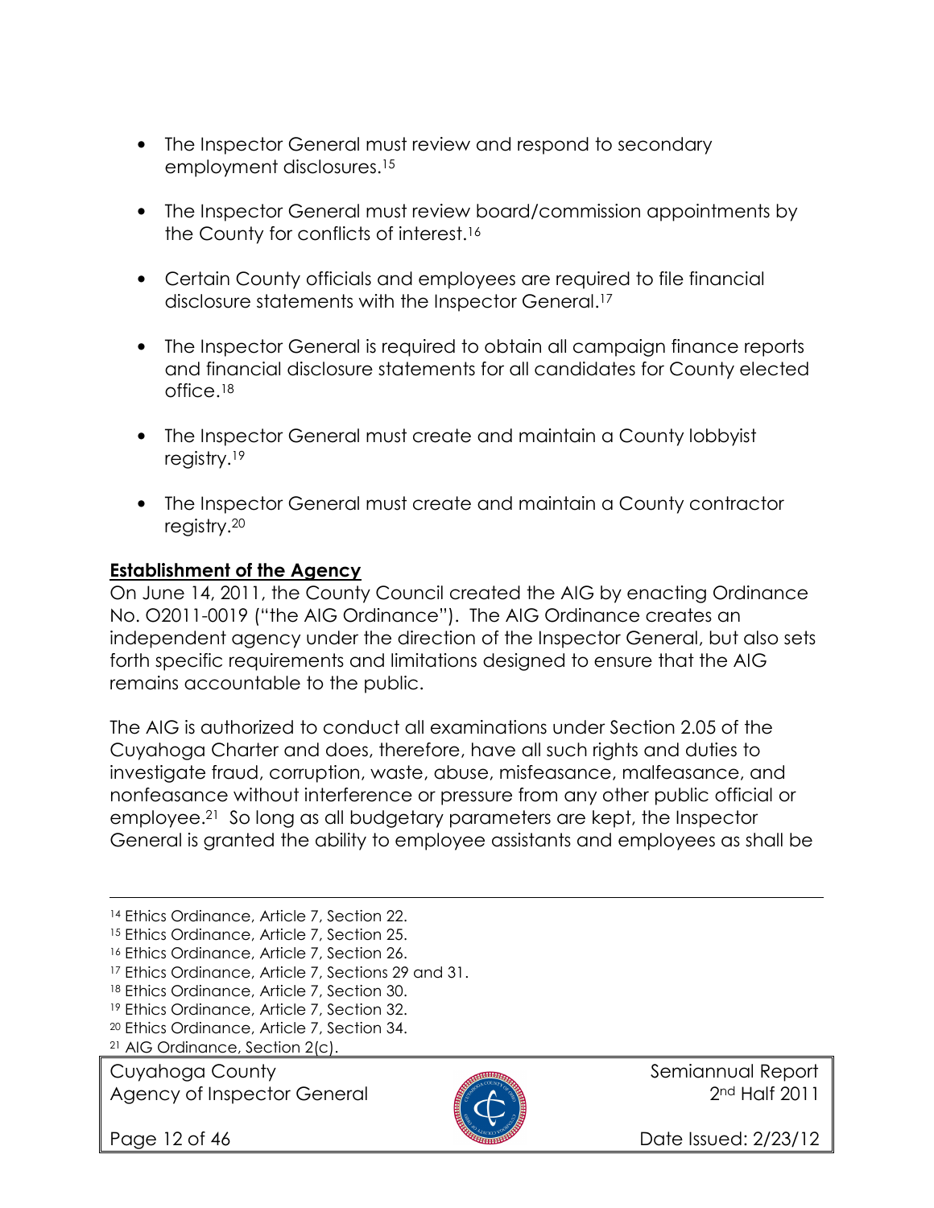- The Inspector General must review and respond to secondary employment disclosures.[15]

- The Inspector General must review board/commission appointments by the County for conflicts of interest.[16]

- Certain County officials and employees are required to file financial disclosure statements with the Inspector General.[17]

- The Inspector General is required to obtain all campaign finance reports and financial disclosure statements for all candidates for County elected office.[18]

- The Inspector General must create and maintain a County lobbyist registry.[19]

- The Inspector General must create and maintain a County contractor registry.[20]

**Establishment of the Agency**

On June 14, 2011, the County Council created the AIG by enacting Ordinance No. O2011-0019 ("the AIG Ordinance"). The AIG Ordinance creates an independent agency under the direction of the Inspector General, but also sets forth specific requirements and limitations designed to ensure that the AIG remains accountable to the public.

The AIG is authorized to conduct all examinations under Section 2.05 of the Cuyahoga Charter and does, therefore, have all such rights and duties to investigate fraud, corruption, waste, abuse, misfeasance, malfeasance, and nonfeasance without interference or pressure from any other public official or employee.[21] So long as all budgetary parameters are kept, the Inspector General is granted the ability to employee assistants and employees as shall be

---

[14] Ethics Ordinance, Article 7, Section 22.
[15] Ethics Ordinance, Article 7, Section 25.
[16] Ethics Ordinance, Article 7, Section 26.
[17] Ethics Ordinance, Article 7, Sections 29 and 31.
[18] Ethics Ordinance, Article 7, Section 30.
[19] Ethics Ordinance, Article 7, Section 32.
[20] Ethics Ordinance, Article 7, Section 34.
[21] AIG Ordinance, Section 2(c).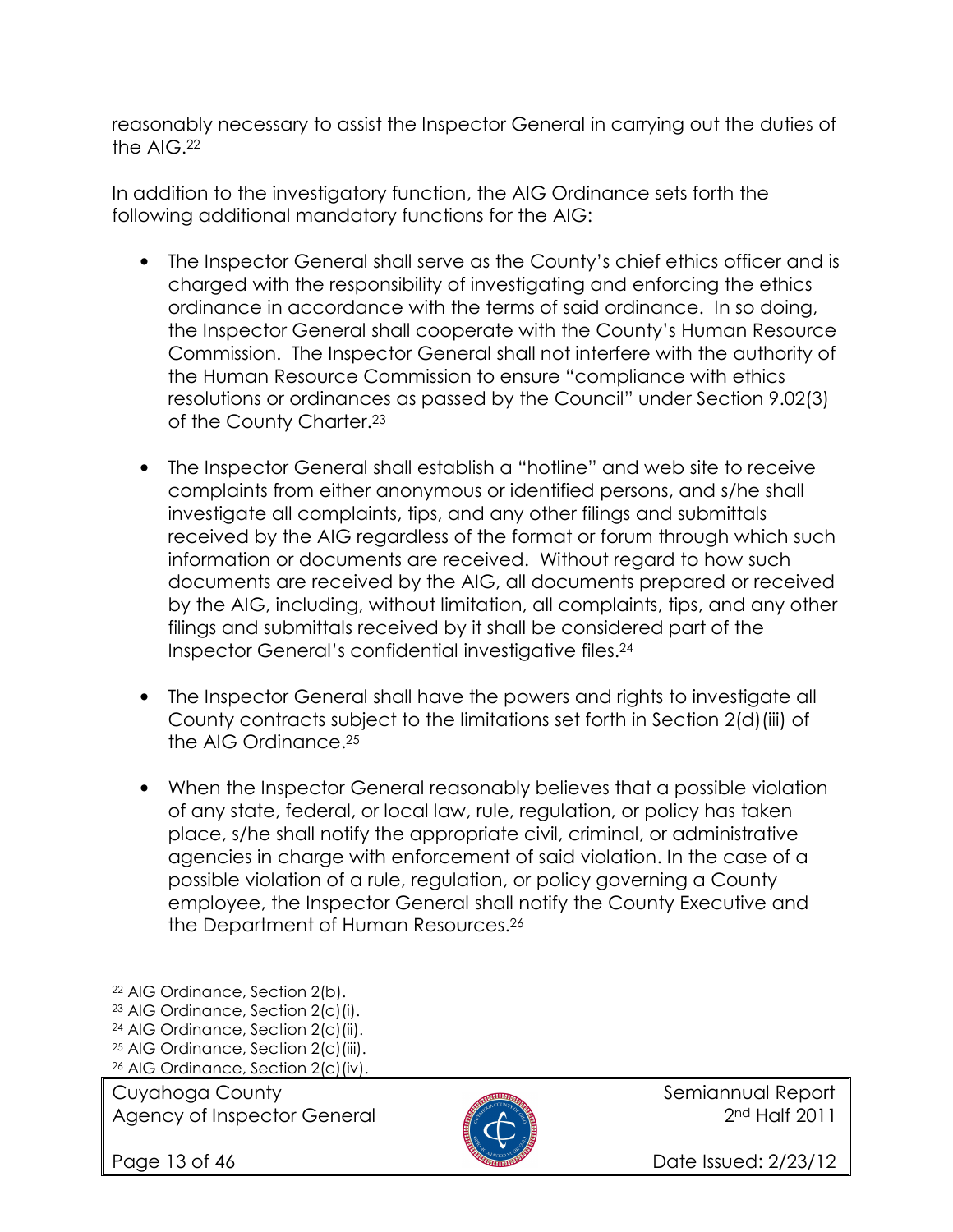reasonably necessary to assist the Inspector General in carrying out the duties of the AIG.[22]

In addition to the investigatory function, the AIG Ordinance sets forth the following additional mandatory functions for the AIG:

- The Inspector General shall serve as the County's chief ethics officer and is charged with the responsibility of investigating and enforcing the ethics ordinance in accordance with the terms of said ordinance. In so doing, the Inspector General shall cooperate with the County's Human Resource Commission. The Inspector General shall not interfere with the authority of the Human Resource Commission to ensure "compliance with ethics resolutions or ordinances as passed by the Council" under Section 9.02(3) of the County Charter.[23]

- The Inspector General shall establish a "hotline" and web site to receive complaints from either anonymous or identified persons, and s/he shall investigate all complaints, tips, and any other filings and submittals received by the AIG regardless of the format or forum through which such information or documents are received. Without regard to how such documents are received by the AIG, all documents prepared or received by the AIG, including, without limitation, all complaints, tips, and any other filings and submittals received by it shall be considered part of the Inspector General's confidential investigative files.[24]

- The Inspector General shall have the powers and rights to investigate all County contracts subject to the limitations set forth in Section 2(d)(iii) of the AIG Ordinance.[25]

- When the Inspector General reasonably believes that a possible violation of any state, federal, or local law, rule, regulation, or policy has taken place, s/he shall notify the appropriate civil, criminal, or administrative agencies in charge with enforcement of said violation. In the case of a possible violation of a rule, regulation, or policy governing a County employee, the Inspector General shall notify the County Executive and the Department of Human Resources.[26]

---

[22] AIG Ordinance, Section 2(b).
[23] AIG Ordinance, Section 2(c)(i).
[24] AIG Ordinance, Section 2(c)(ii).
[25] AIG Ordinance, Section 2(c)(iii).
[26] AIG Ordinance, Section 2(c)(iv).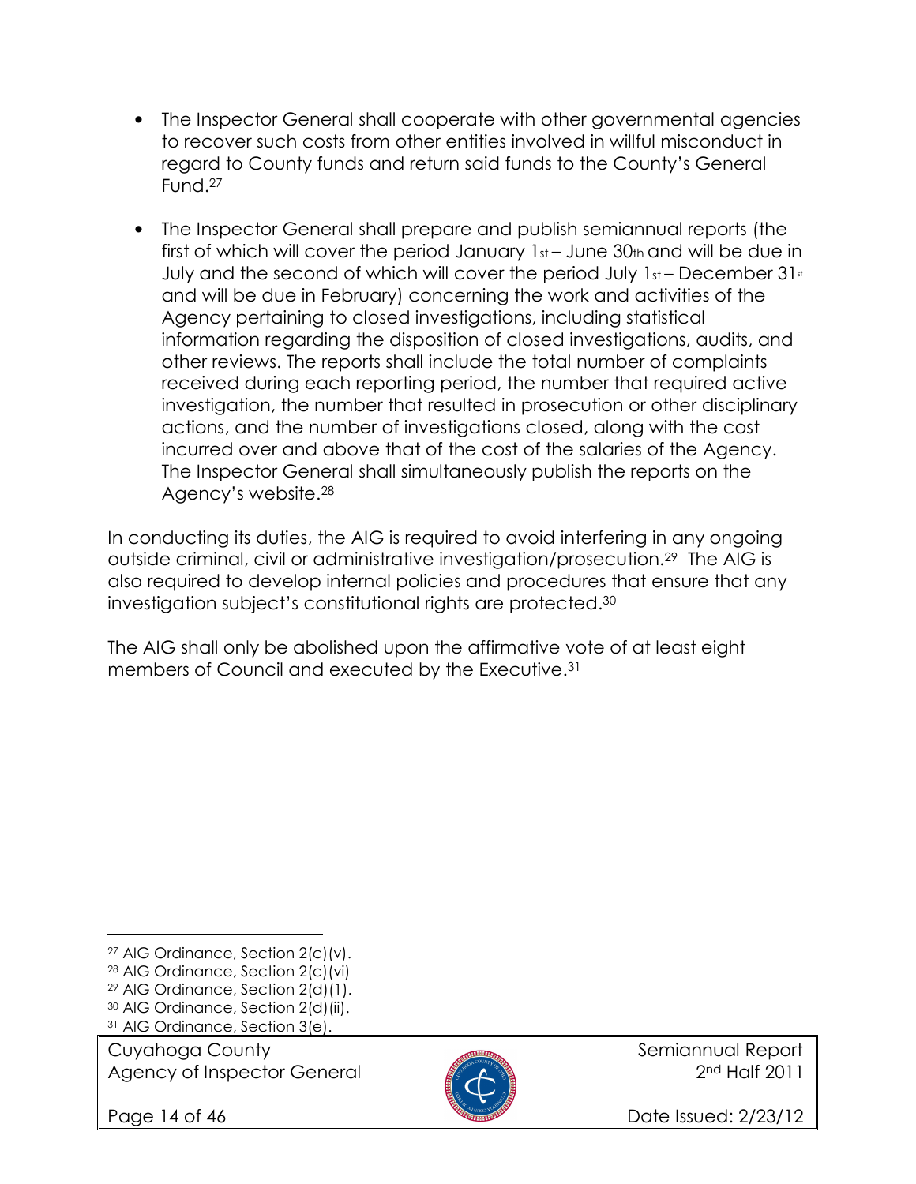- The Inspector General shall cooperate with other governmental agencies to recover such costs from other entities involved in willful misconduct in regard to County funds and return said funds to the County's General Fund.[27]

- The Inspector General shall prepare and publish semiannual reports (the first of which will cover the period January 1st – June 30th and will be due in July and the second of which will cover the period July 1st – December 31st and will be due in February) concerning the work and activities of the Agency pertaining to closed investigations, including statistical information regarding the disposition of closed investigations, audits, and other reviews. The reports shall include the total number of complaints received during each reporting period, the number that required active investigation, the number that resulted in prosecution or other disciplinary actions, and the number of investigations closed, along with the cost incurred over and above that of the cost of the salaries of the Agency. The Inspector General shall simultaneously publish the reports on the Agency's website.[28]

In conducting its duties, the AIG is required to avoid interfering in any ongoing outside criminal, civil or administrative investigation/prosecution.[29] The AIG is also required to develop internal policies and procedures that ensure that any investigation subject's constitutional rights are protected.[30]

The AIG shall only be abolished upon the affirmative vote of at least eight members of Council and executed by the Executive.[31]

---

[27] AIG Ordinance, Section 2(c)(v).
[28] AIG Ordinance, Section 2(c)(vi)
[29] AIG Ordinance, Section 2(d)(1).
[30] AIG Ordinance, Section 2(d)(ii).
[31] AIG Ordinance, Section 3(e).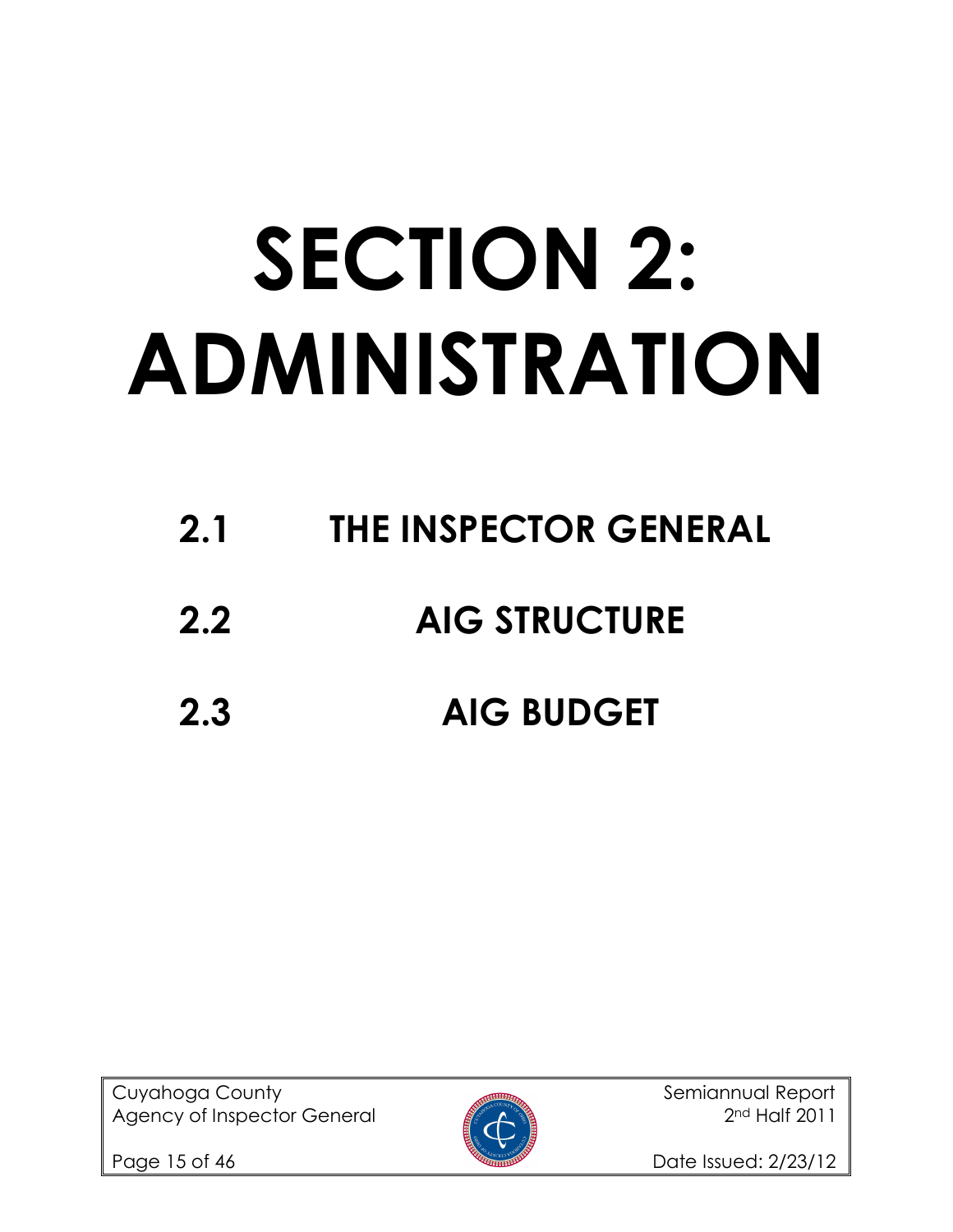# SECTION 2: ADMINISTRATION

## 2.1 THE INSPECTOR GENERAL

## 2.2 AIG STRUCTURE

## 2.3 AIG BUDGET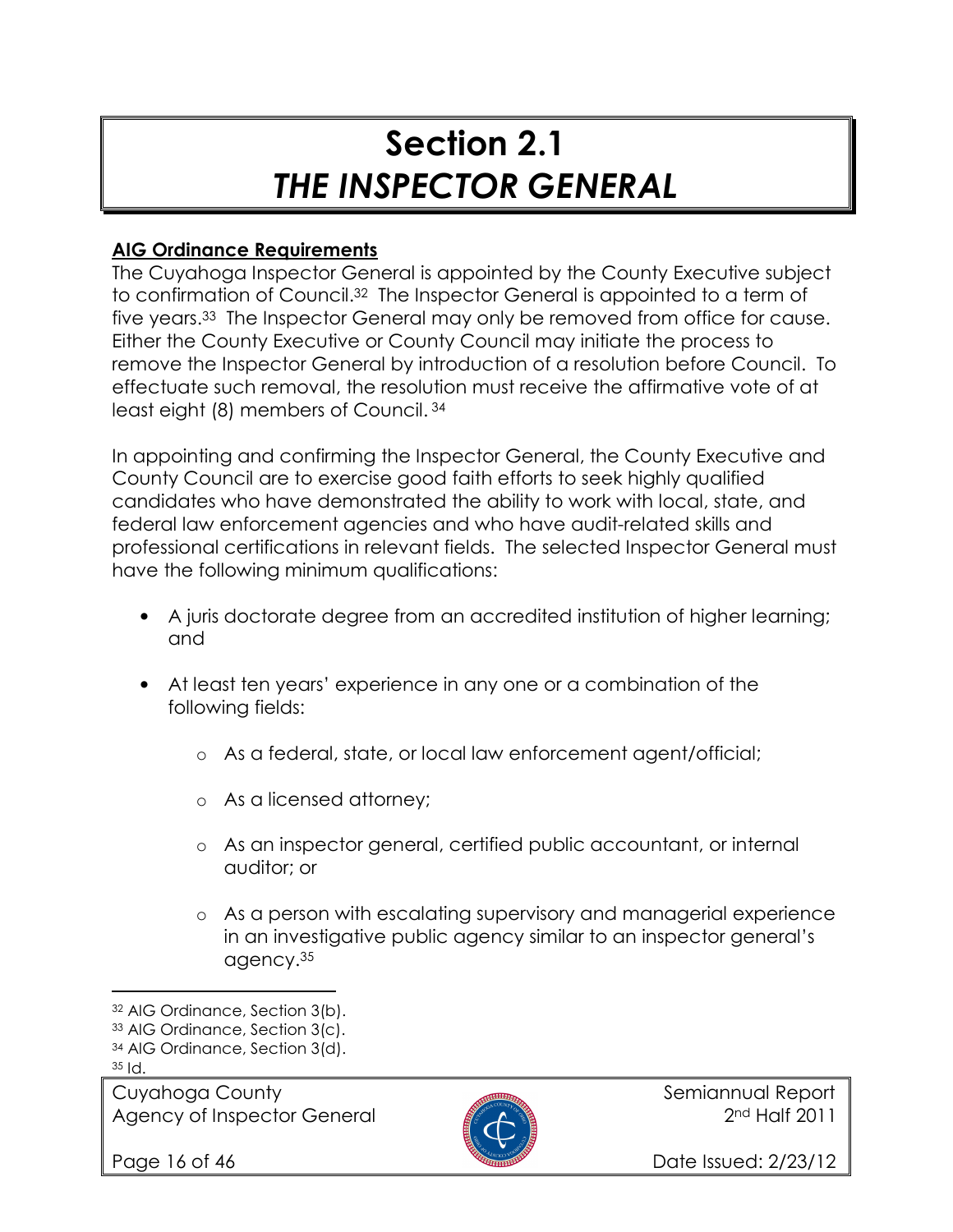# Section 2.1
# *THE INSPECTOR GENERAL*

**AIG Ordinance Requirements**

The Cuyahoga Inspector General is appointed by the County Executive subject to confirmation of Council.[32] The Inspector General is appointed to a term of five years.[33] The Inspector General may only be removed from office for cause. Either the County Executive or County Council may initiate the process to remove the Inspector General by introduction of a resolution before Council. To effectuate such removal, the resolution must receive the affirmative vote of at least eight (8) members of Council.[34]

In appointing and confirming the Inspector General, the County Executive and County Council are to exercise good faith efforts to seek highly qualified candidates who have demonstrated the ability to work with local, state, and federal law enforcement agencies and who have audit-related skills and professional certifications in relevant fields. The selected Inspector General must have the following minimum qualifications:

- A juris doctorate degree from an accredited institution of higher learning; and
- At least ten years' experience in any one or a combination of the following fields:
  - As a federal, state, or local law enforcement agent/official;
  - As a licensed attorney;
  - As an inspector general, certified public accountant, or internal auditor; or
  - As a person with escalating supervisory and managerial experience in an investigative public agency similar to an inspector general's agency.[35]

---

[32] AIG Ordinance, Section 3(b).
[33] AIG Ordinance, Section 3(c).
[34] AIG Ordinance, Section 3(d).
[35] Id.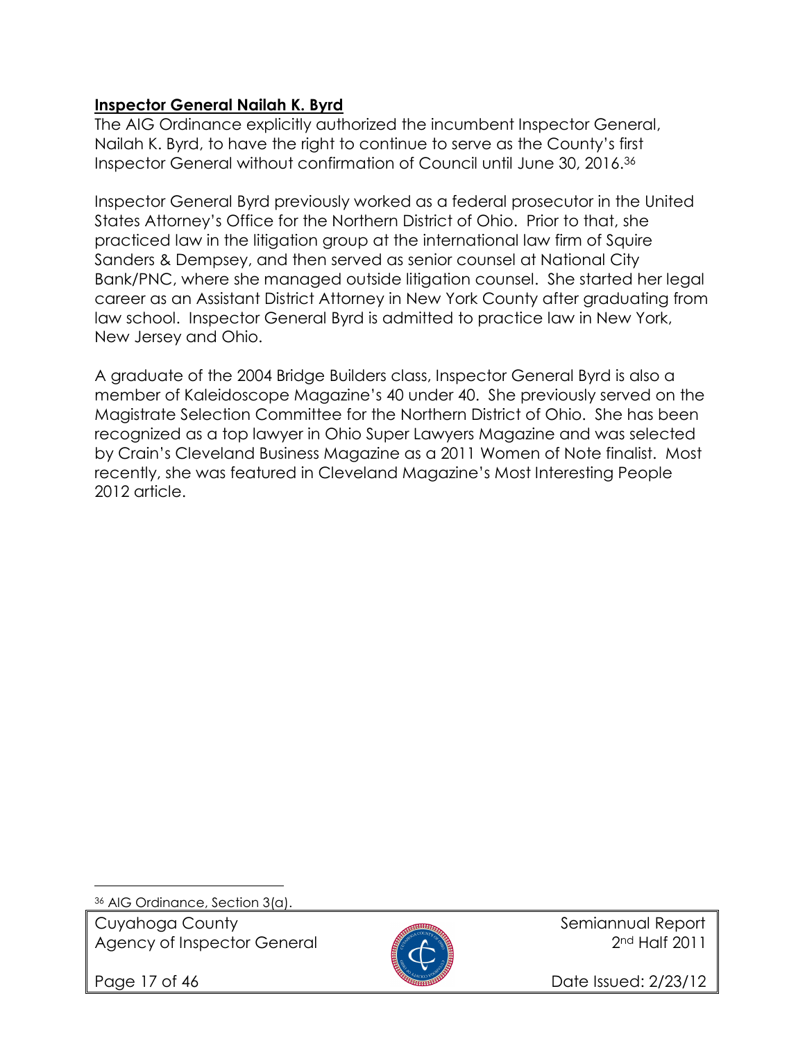**Inspector General Nailah K. Byrd**

The AIG Ordinance explicitly authorized the incumbent Inspector General, Nailah K. Byrd, to have the right to continue to serve as the County's first Inspector General without confirmation of Council until June 30, 2016.[36]

Inspector General Byrd previously worked as a federal prosecutor in the United States Attorney's Office for the Northern District of Ohio. Prior to that, she practiced law in the litigation group at the international law firm of Squire Sanders & Dempsey, and then served as senior counsel at National City Bank/PNC, where she managed outside litigation counsel. She started her legal career as an Assistant District Attorney in New York County after graduating from law school. Inspector General Byrd is admitted to practice law in New York, New Jersey and Ohio.

A graduate of the 2004 Bridge Builders class, Inspector General Byrd is also a member of Kaleidoscope Magazine's 40 under 40. She previously served on the Magistrate Selection Committee for the Northern District of Ohio. She has been recognized as a top lawyer in Ohio Super Lawyers Magazine and was selected by Crain's Cleveland Business Magazine as a 2011 Women of Note finalist. Most recently, she was featured in Cleveland Magazine's Most Interesting People 2012 article.

[36] AIG Ordinance, Section 3(a).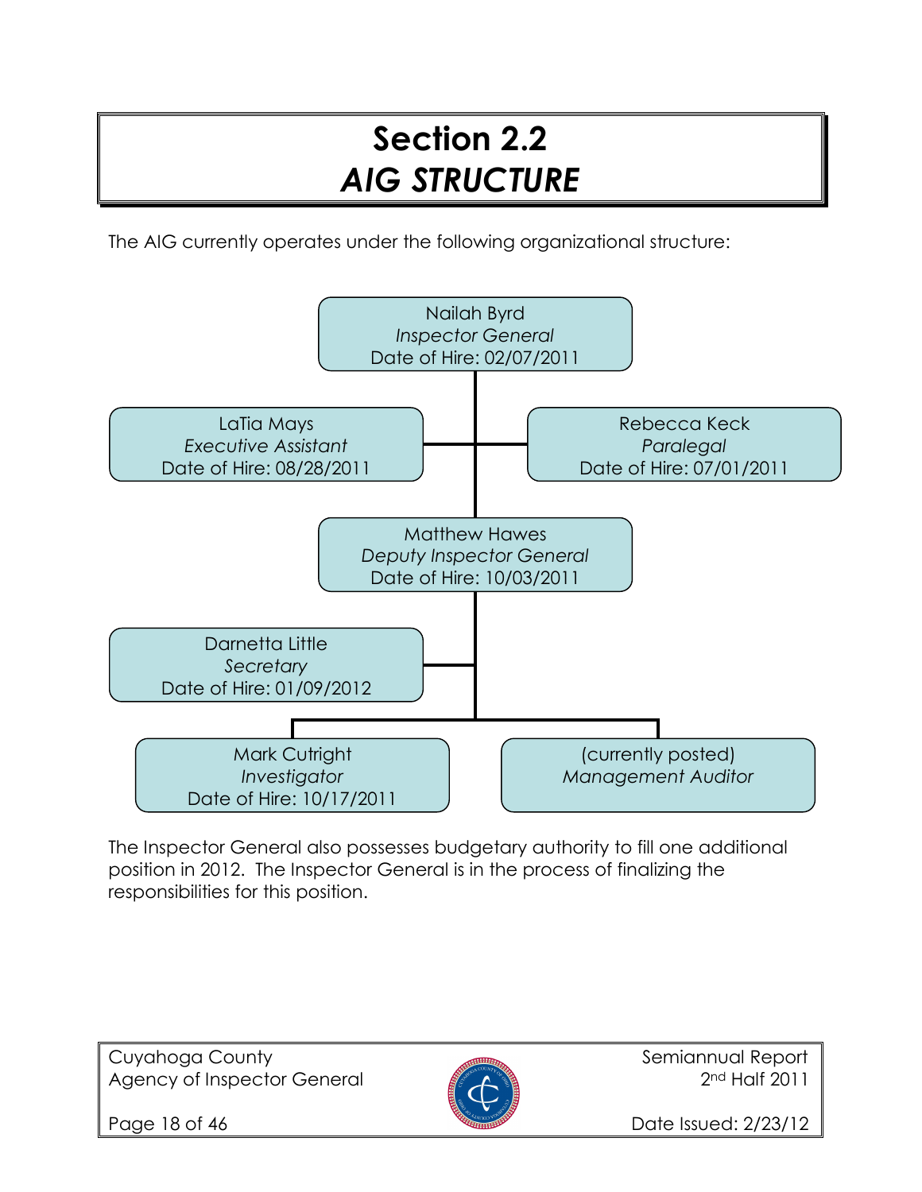# Section 2.2
# *AIG STRUCTURE*

The AIG currently operates under the following organizational structure:

- **Nailah Byrd** — *Inspector General* — Date of Hire: 02/07/2011
  - **LaTia Mays** — *Executive Assistant* — Date of Hire: 08/28/2011
  - **Rebecca Keck** — *Paralegal* — Date of Hire: 07/01/2011
  - **Matthew Hawes** — *Deputy Inspector General* — Date of Hire: 10/03/2011
    - **Darnetta Little** — *Secretary* — Date of Hire: 01/09/2012
    - **Mark Cutright** — *Investigator* — Date of Hire: 10/17/2011
    - (currently posted) — *Management Auditor*

The Inspector General also possesses budgetary authority to fill one additional position in 2012. The Inspector General is in the process of finalizing the responsibilities for this position.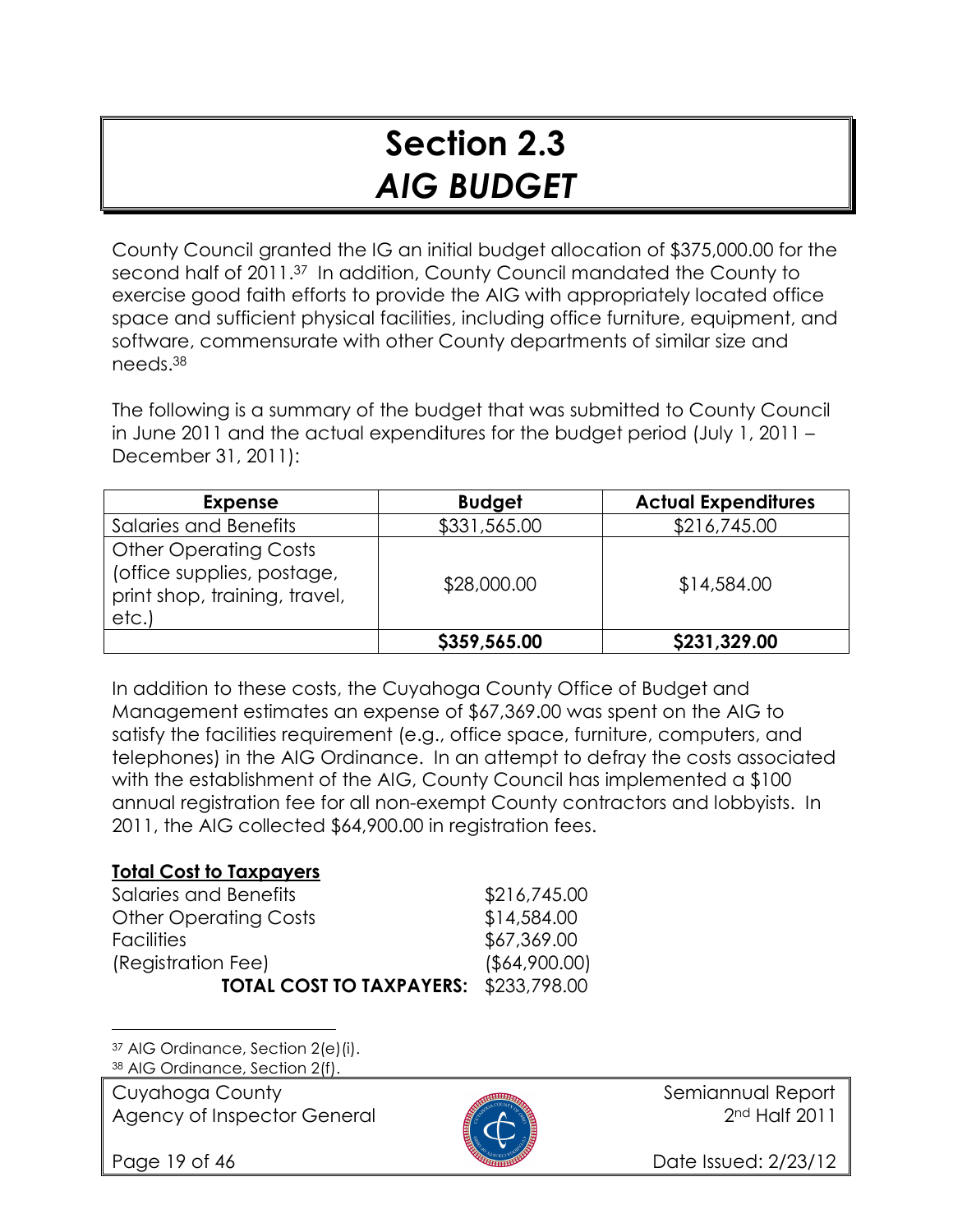# Section 2.3
## *AIG BUDGET*

County Council granted the IG an initial budget allocation of $375,000.00 for the second half of 2011.[37] In addition, County Council mandated the County to exercise good faith efforts to provide the AIG with appropriately located office space and sufficient physical facilities, including office furniture, equipment, and software, commensurate with other County departments of similar size and needs.[38]

The following is a summary of the budget that was submitted to County Council in June 2011 and the actual expenditures for the budget period (July 1, 2011 – December 31, 2011):

| Expense | Budget | Actual Expenditures |
|---|---|---|
| Salaries and Benefits | $331,565.00 | $216,745.00 |
| Other Operating Costs (office supplies, postage, print shop, training, travel, etc.) | $28,000.00 | $14,584.00 |
| | **$359,565.00** | **$231,329.00** |

In addition to these costs, the Cuyahoga County Office of Budget and Management estimates an expense of $67,369.00 was spent on the AIG to satisfy the facilities requirement (e.g., office space, furniture, computers, and telephones) in the AIG Ordinance. In an attempt to defray the costs associated with the establishment of the AIG, County Council has implemented a $100 annual registration fee for all non-exempt County contractors and lobbyists. In 2011, the AIG collected $64,900.00 in registration fees.

**Total Cost to Taxpayers**

| | |
|---|---|
| Salaries and Benefits | $216,745.00 |
| Other Operating Costs | $14,584.00 |
| Facilities | $67,369.00 |
| (Registration Fee) | ($64,900.00) |
| **TOTAL COST TO TAXPAYERS:** | $233,798.00 |

[37] AIG Ordinance, Section 2(e)(i).

[38] AIG Ordinance, Section 2(f).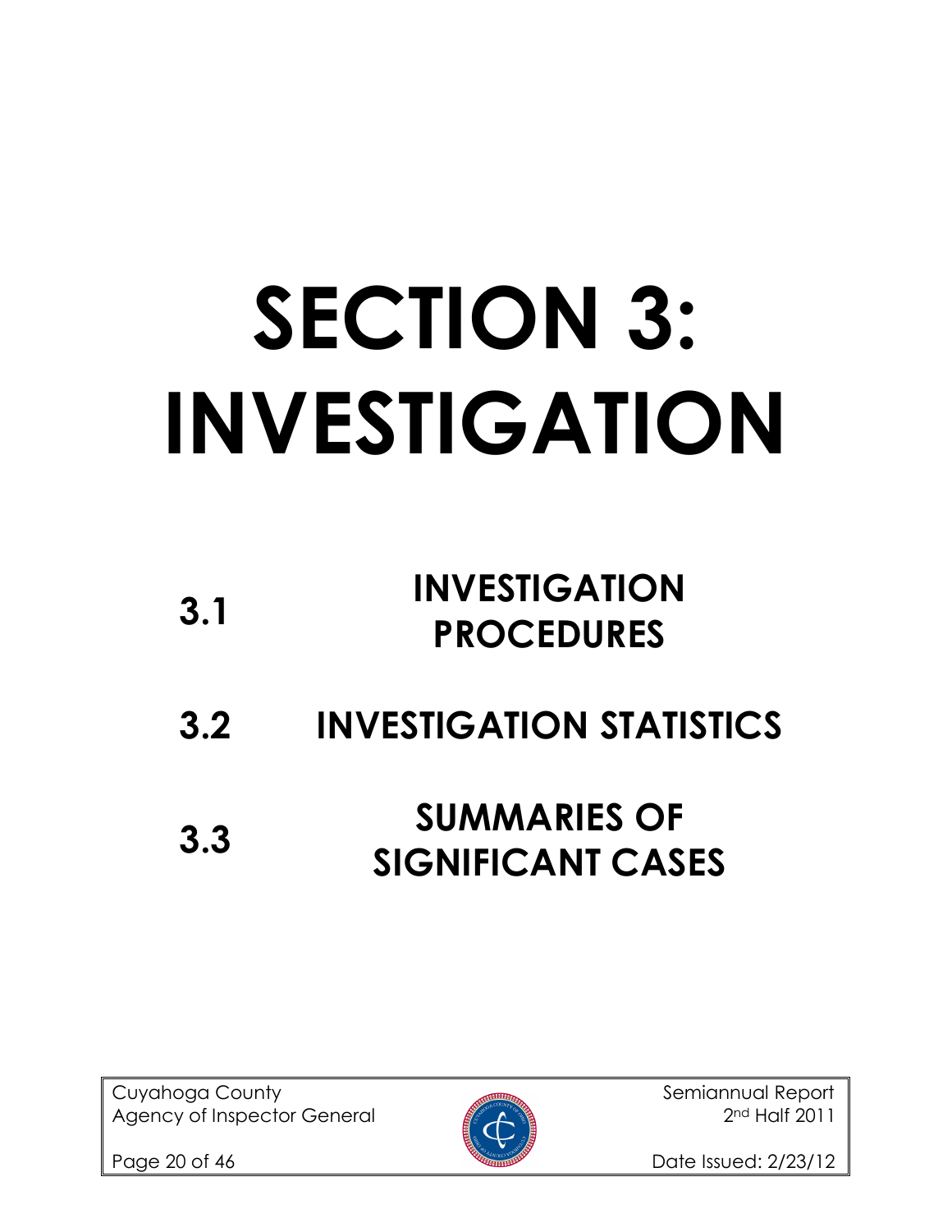# SECTION 3: INVESTIGATION

## 3.1 INVESTIGATION PROCEDURES

## 3.2 INVESTIGATION STATISTICS

## 3.3 SUMMARIES OF SIGNIFICANT CASES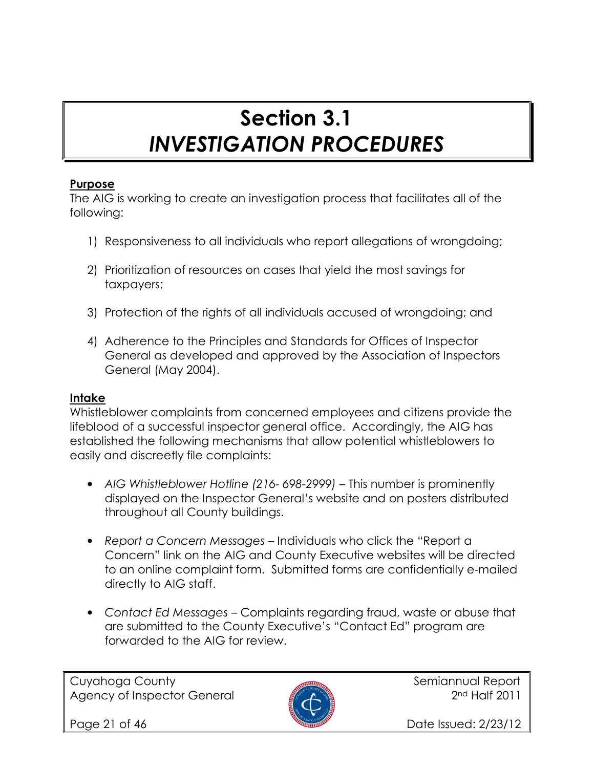# Section 3.1
# *INVESTIGATION PROCEDURES*

**Purpose**

The AIG is working to create an investigation process that facilitates all of the following:

1) Responsiveness to all individuals who report allegations of wrongdoing;

2) Prioritization of resources on cases that yield the most savings for taxpayers;

3) Protection of the rights of all individuals accused of wrongdoing; and

4) Adherence to the Principles and Standards for Offices of Inspector General as developed and approved by the Association of Inspectors General (May 2004).

**Intake**

Whistleblower complaints from concerned employees and citizens provide the lifeblood of a successful inspector general office. Accordingly, the AIG has established the following mechanisms that allow potential whistleblowers to easily and discreetly file complaints:

- *AIG Whistleblower Hotline (216- 698-2999)* – This number is prominently displayed on the Inspector General's website and on posters distributed throughout all County buildings.

- *Report a Concern Messages* – Individuals who click the "Report a Concern" link on the AIG and County Executive websites will be directed to an online complaint form. Submitted forms are confidentially e-mailed directly to AIG staff.

- *Contact Ed Messages* – Complaints regarding fraud, waste or abuse that are submitted to the County Executive's "Contact Ed" program are forwarded to the AIG for review.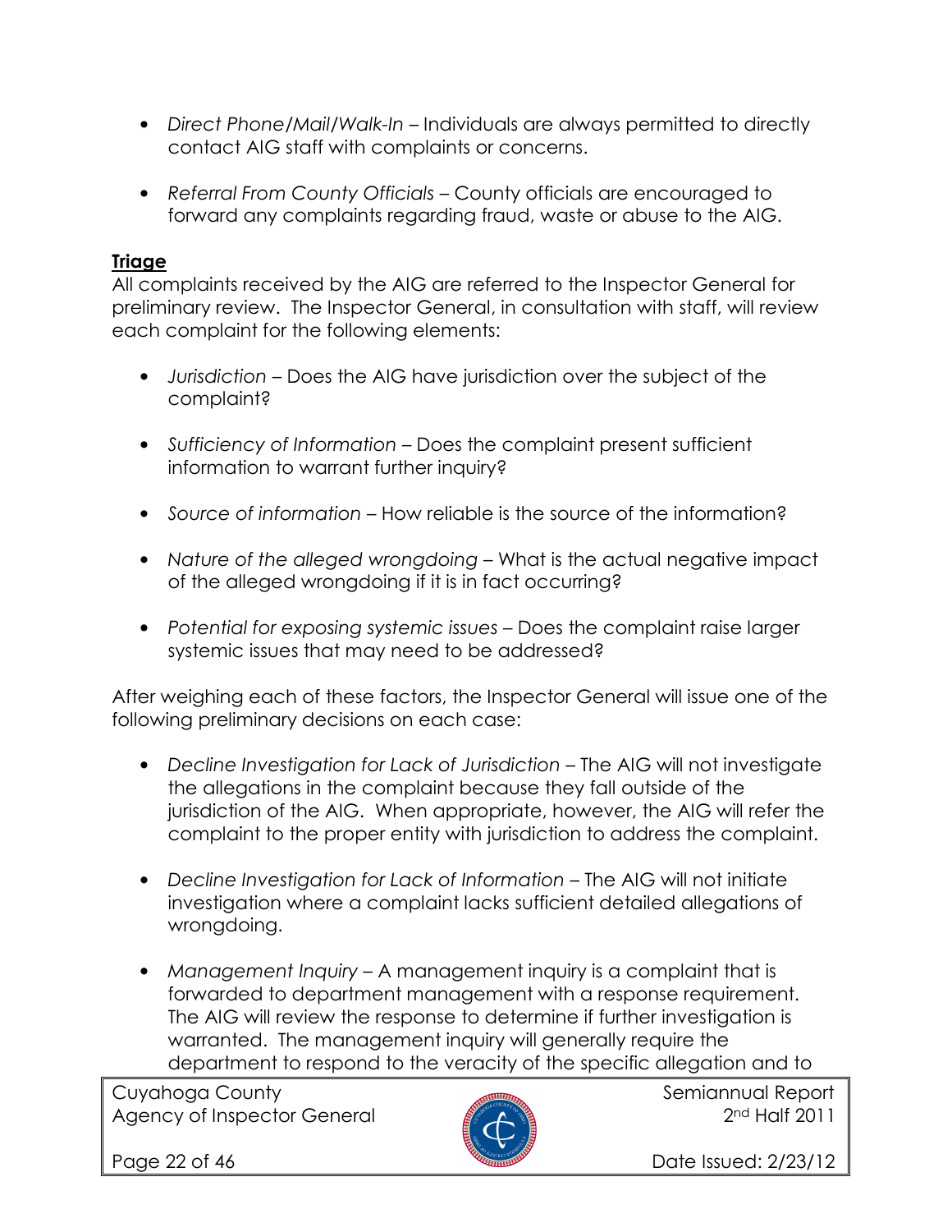- *Direct Phone/Mail/Walk-In* – Individuals are always permitted to directly contact AIG staff with complaints or concerns.

- *Referral From County Officials* – County officials are encouraged to forward any complaints regarding fraud, waste or abuse to the AIG.

**Triage**

All complaints received by the AIG are referred to the Inspector General for preliminary review. The Inspector General, in consultation with staff, will review each complaint for the following elements:

- *Jurisdiction* – Does the AIG have jurisdiction over the subject of the complaint?

- *Sufficiency of Information* – Does the complaint present sufficient information to warrant further inquiry?

- *Source of information* – How reliable is the source of the information?

- *Nature of the alleged wrongdoing* – What is the actual negative impact of the alleged wrongdoing if it is in fact occurring?

- *Potential for exposing systemic issues* – Does the complaint raise larger systemic issues that may need to be addressed?

After weighing each of these factors, the Inspector General will issue one of the following preliminary decisions on each case:

- *Decline Investigation for Lack of Jurisdiction* – The AIG will not investigate the allegations in the complaint because they fall outside of the jurisdiction of the AIG. When appropriate, however, the AIG will refer the complaint to the proper entity with jurisdiction to address the complaint.

- *Decline Investigation for Lack of Information* – The AIG will not initiate investigation where a complaint lacks sufficient detailed allegations of wrongdoing.

- *Management Inquiry* – A management inquiry is a complaint that is forwarded to department management with a response requirement. The AIG will review the response to determine if further investigation is warranted. The management inquiry will generally require the department to respond to the veracity of the specific allegation and to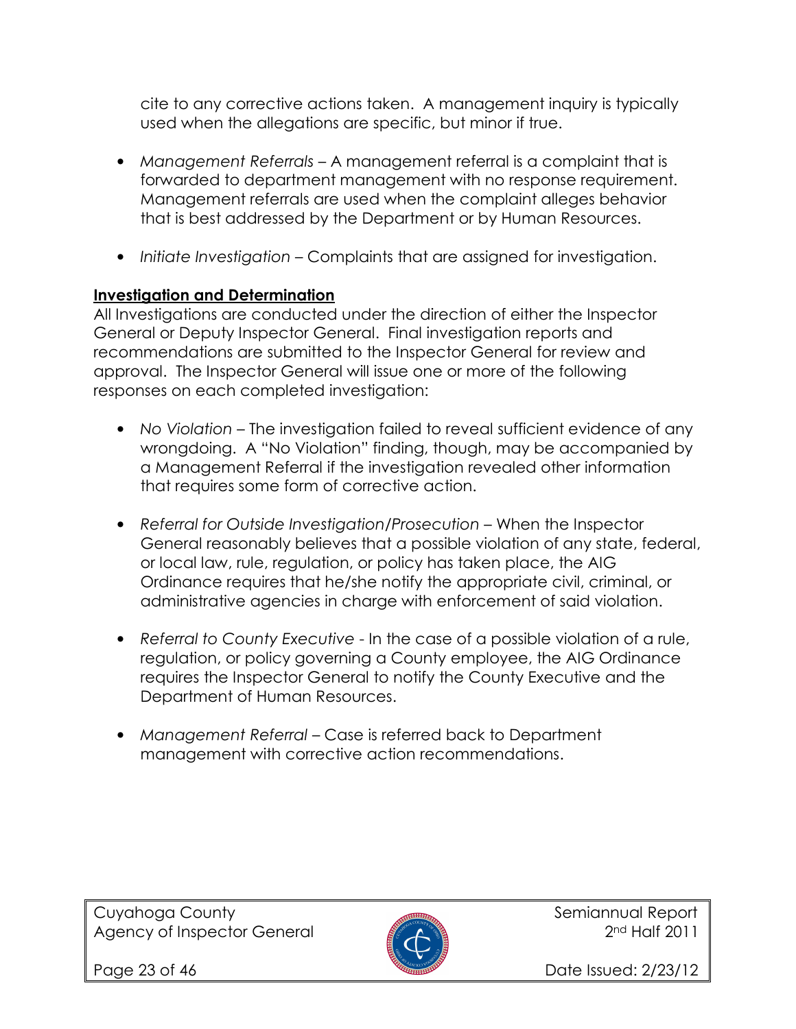cite to any corrective actions taken. A management inquiry is typically used when the allegations are specific, but minor if true.

- *Management Referrals* – A management referral is a complaint that is forwarded to department management with no response requirement. Management referrals are used when the complaint alleges behavior that is best addressed by the Department or by Human Resources.

- *Initiate Investigation* – Complaints that are assigned for investigation.

**Investigation and Determination**

All Investigations are conducted under the direction of either the Inspector General or Deputy Inspector General. Final investigation reports and recommendations are submitted to the Inspector General for review and approval. The Inspector General will issue one or more of the following responses on each completed investigation:

- *No Violation* – The investigation failed to reveal sufficient evidence of any wrongdoing. A "No Violation" finding, though, may be accompanied by a Management Referral if the investigation revealed other information that requires some form of corrective action.

- *Referral for Outside Investigation/Prosecution* – When the Inspector General reasonably believes that a possible violation of any state, federal, or local law, rule, regulation, or policy has taken place, the AIG Ordinance requires that he/she notify the appropriate civil, criminal, or administrative agencies in charge with enforcement of said violation.

- *Referral to County Executive* - In the case of a possible violation of a rule, regulation, or policy governing a County employee, the AIG Ordinance requires the Inspector General to notify the County Executive and the Department of Human Resources.

- *Management Referral* – Case is referred back to Department management with corrective action recommendations.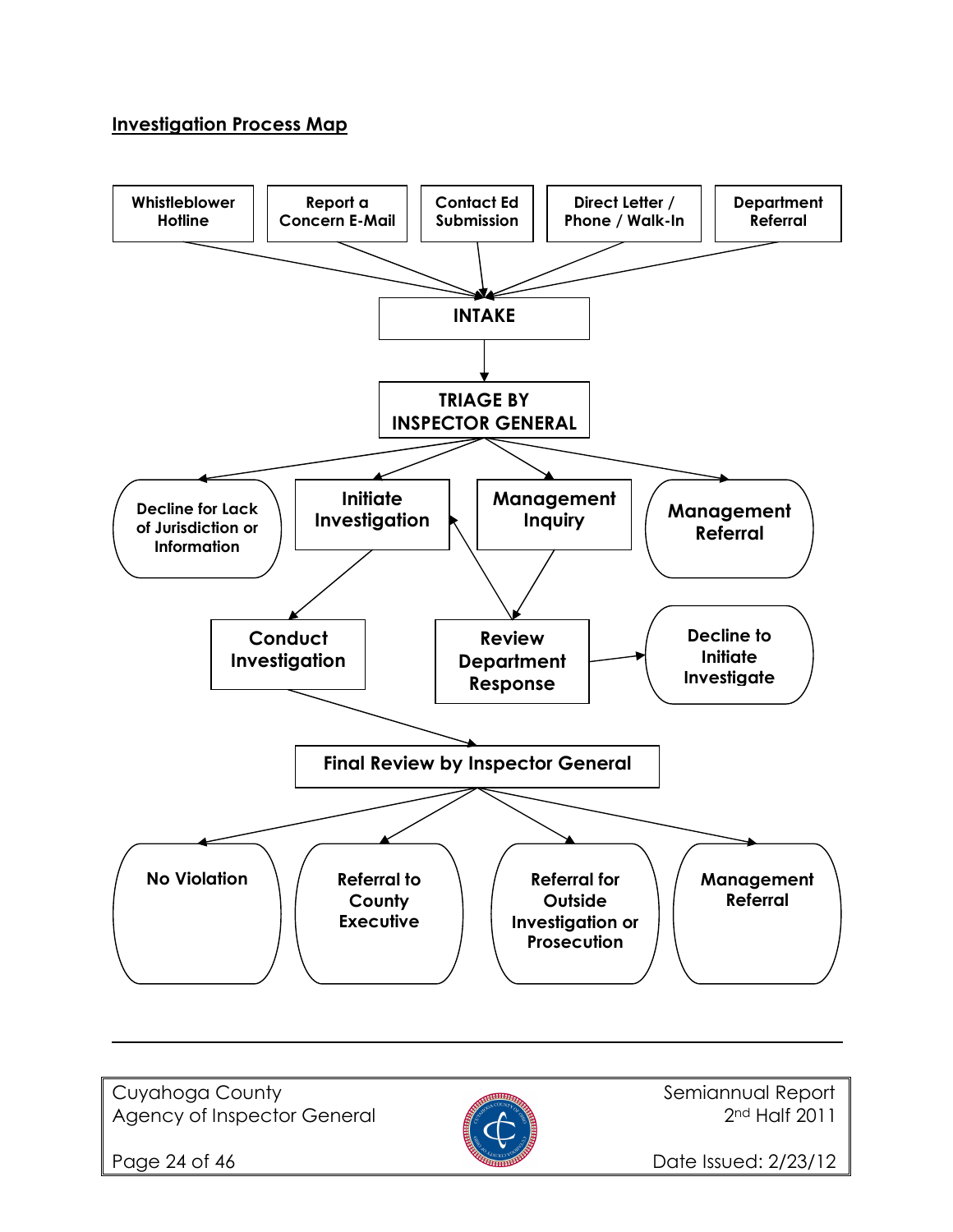## Investigation Process Map

Whistleblower Hotline

Report a Concern E-Mail

Contact Ed Submission

Direct Letter / Phone / Walk-In

Department Referral

**INTAKE**

**TRIAGE BY INSPECTOR GENERAL**

Decline for Lack of Jurisdiction or Information

Initiate Investigation

Management Inquiry

Management Referral

Conduct Investigation

Review Department Response

Decline to Initiate Investigate

**Final Review by Inspector General**

No Violation

Referral to County Executive

Referral for Outside Investigation or Prosecution

Management Referral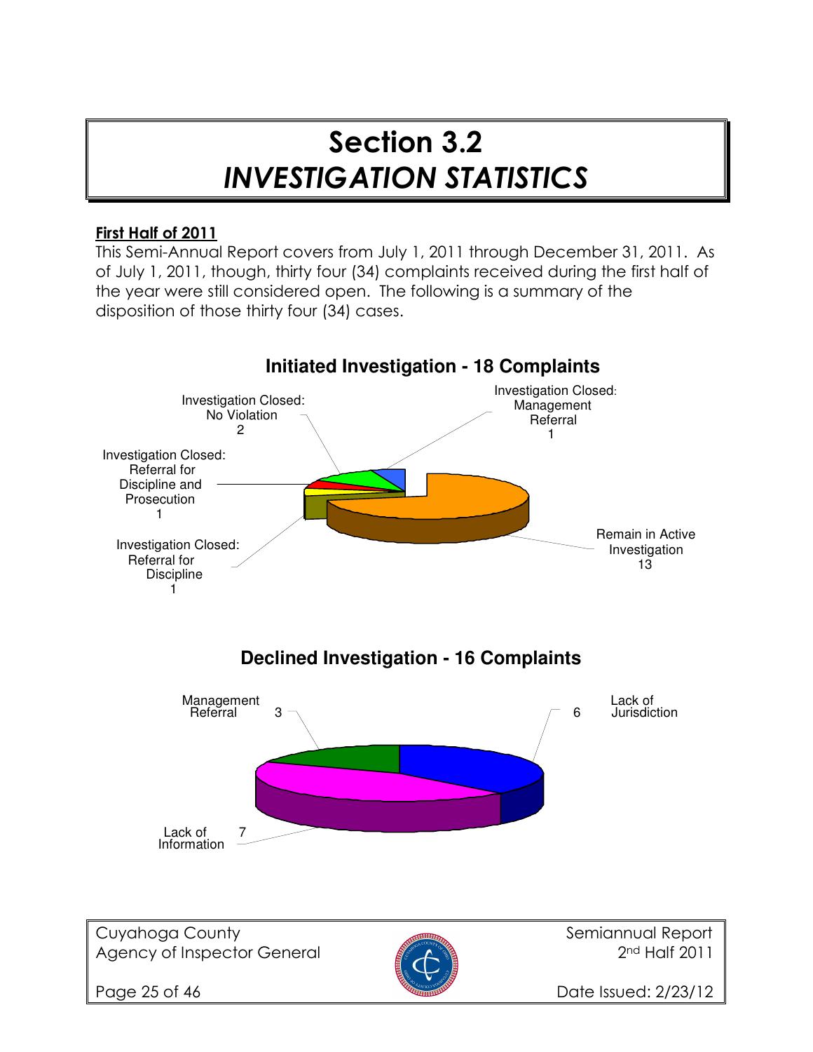# Section 3.2
# *INVESTIGATION STATISTICS*

**First Half of 2011**

This Semi-Annual Report covers from July 1, 2011 through December 31, 2011. As of July 1, 2011, though, thirty four (34) complaints received during the first half of the year were still considered open. The following is a summary of the disposition of those thirty four (34) cases.

**Initiated Investigation - 18 Complaints**

| Disposition | Complaints |
|---|---|
| Remain in Active Investigation | 13 |
| Investigation Closed: No Violation | 2 |
| Investigation Closed: Management Referral | 1 |
| Investigation Closed: Referral for Discipline and Prosecution | 1 |
| Investigation Closed: Referral for Discipline | 1 |

**Declined Investigation - 16 Complaints**

| Reason | Complaints |
|---|---|
| Lack of Information | 7 |
| Lack of Jurisdiction | 6 |
| Management Referral | 3 |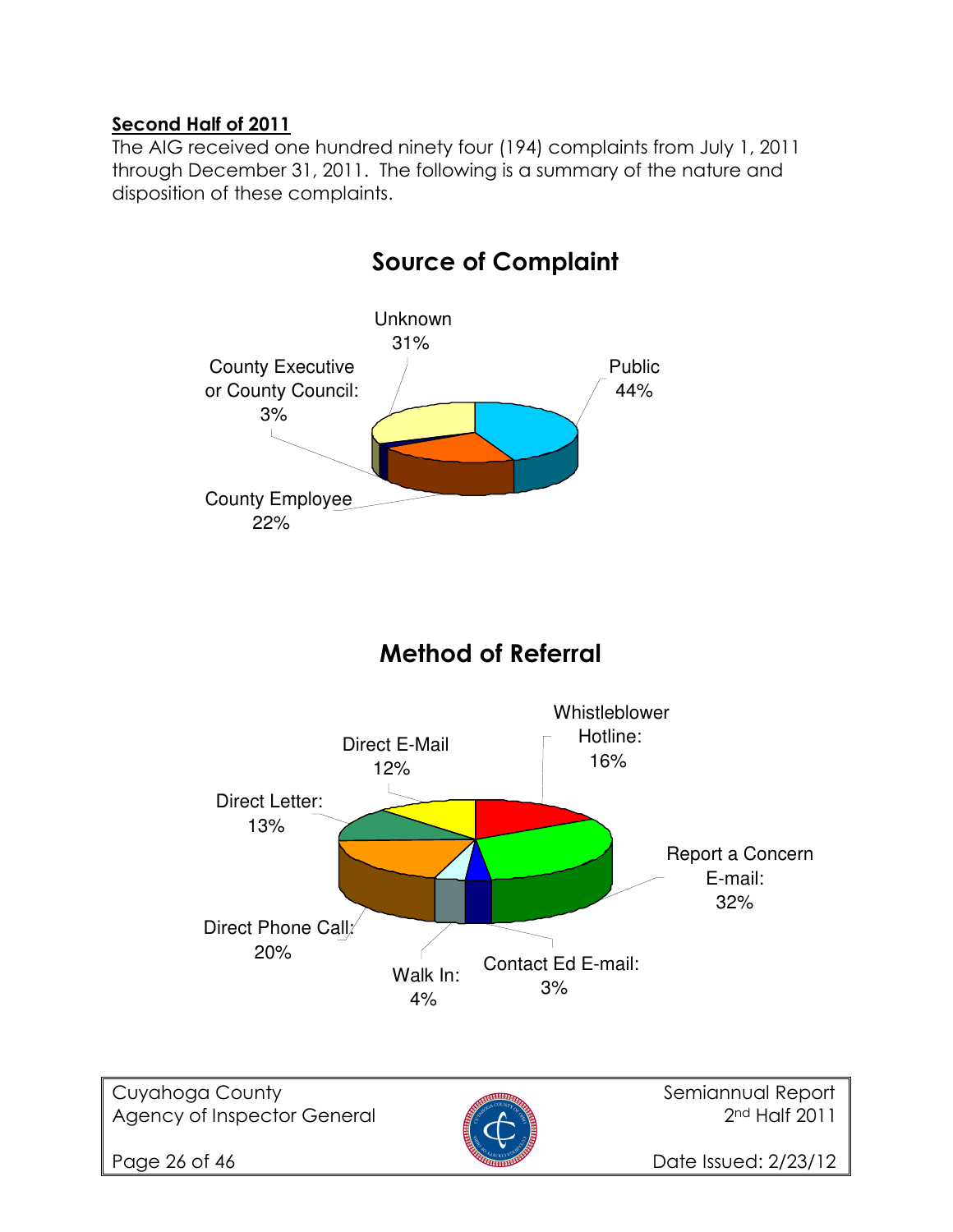**Second Half of 2011**

The AIG received one hundred ninety four (194) complaints from July 1, 2011 through December 31, 2011. The following is a summary of the nature and disposition of these complaints.

## Source of Complaint

Unknown 31%

Public 44%

County Executive or County Council: 3%

County Employee 22%

## Method of Referral

Whistleblower Hotline: 16%

Direct E-Mail 12%

Direct Letter: 13%

Report a Concern E-mail: 32%

Direct Phone Call: 20%

Walk In: 4%

Contact Ed E-mail: 3%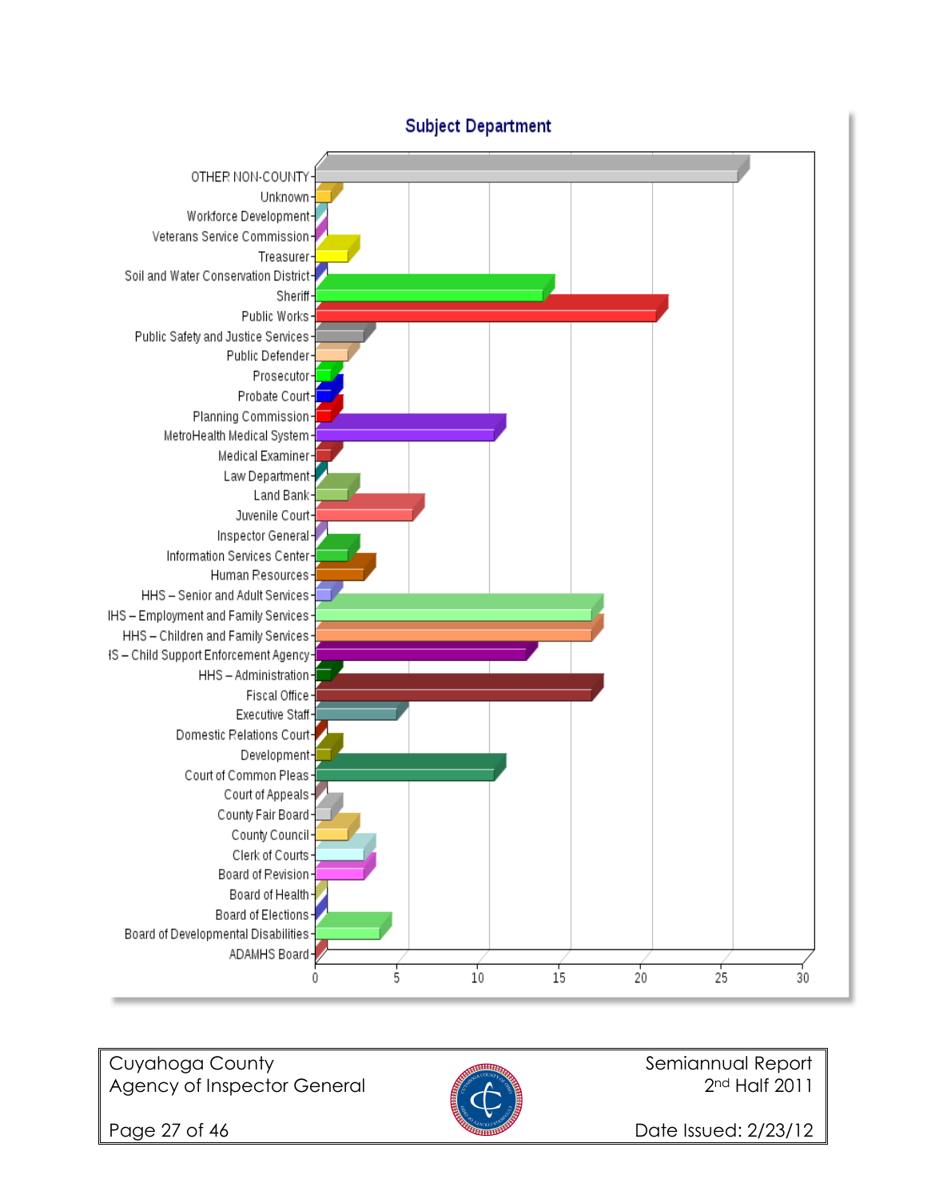## Subject Department

| Department | Count |
|---|---|
| OTHER NON-COUNTY | 26 |
| Unknown | 1 |
| Workforce Development | 0 |
| Veterans Service Commission | 0 |
| Treasurer | 2 |
| Soil and Water Conservation District | 0 |
| Sheriff | 14 |
| Public Works | 21 |
| Public Safety and Justice Services | 3 |
| Public Defender | 2 |
| Prosecutor | 1 |
| Probate Court | 1 |
| Planning Commission | 1 |
| MetroHealth Medical System | 11 |
| Medical Examiner | 1 |
| Law Department | 0 |
| Land Bank | 2 |
| Juvenile Court | 6 |
| Inspector General | 0 |
| Information Services Center | 2 |
| Human Resources | 3 |
| HHS – Senior and Adult Services | 1 |
| HHS – Employment and Family Services | 17 |
| HHS – Children and Family Services | 17 |
| HHS – Child Support Enforcement Agency | 13 |
| HHS – Administration | 1 |
| Fiscal Office | 17 |
| Executive Staff | 5 |
| Domestic Relations Court | 0 |
| Development | 1 |
| Court of Common Pleas | 11 |
| Court of Appeals | 0 |
| County Fair Board | 1 |
| County Council | 2 |
| Clerk of Courts | 3 |
| Board of Revision | 3 |
| Board of Health | 0 |
| Board of Elections | 0 |
| Board of Developmental Disabilities | 4 |
| ADAMHS Board | 0 |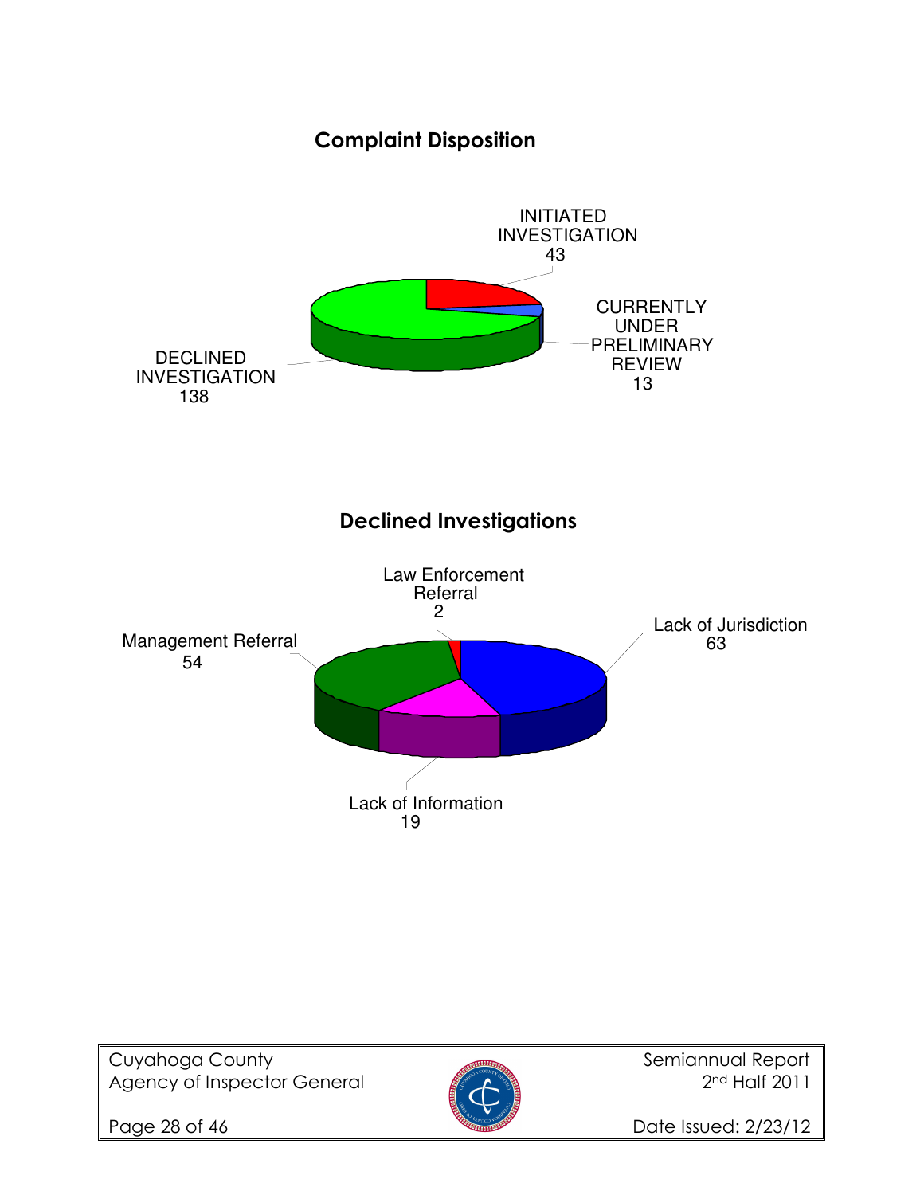## Complaint Disposition

INITIATED INVESTIGATION
43

CURRENTLY UNDER PRELIMINARY REVIEW
13

DECLINED INVESTIGATION
138

## Declined Investigations

Law Enforcement Referral
2

Lack of Jurisdiction
63

Management Referral
54

Lack of Information
19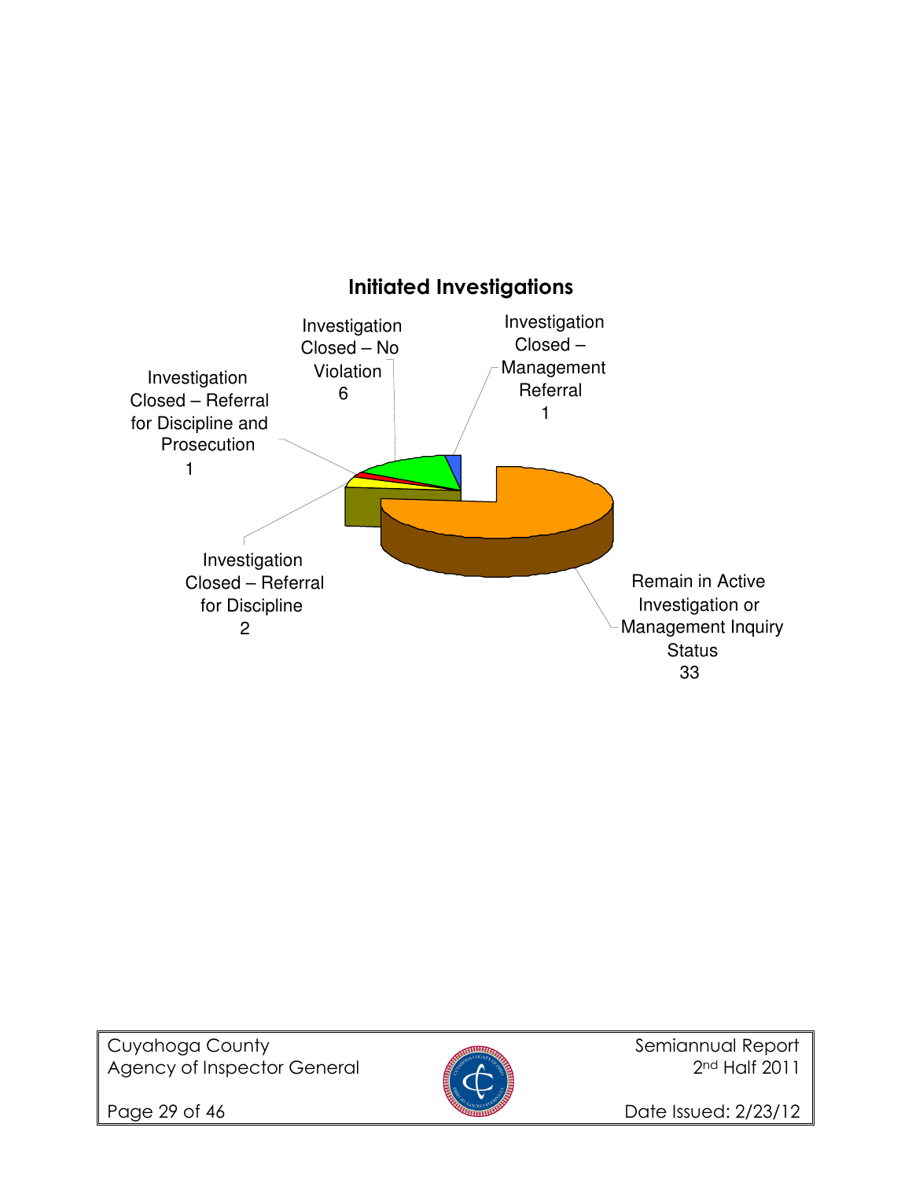**Initiated Investigations**

Investigation Closed – No Violation
6

Investigation Closed – Management Referral
1

Investigation Closed – Referral for Discipline and Prosecution
1

Investigation Closed – Referral for Discipline
2

Remain in Active Investigation or Management Inquiry Status
33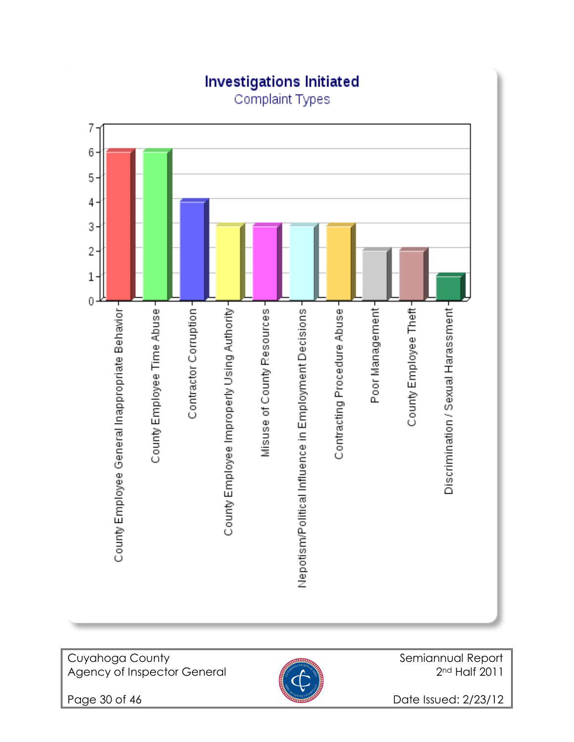## Investigations Initiated

### Complaint Types

| Complaint Type | Count |
| --- | --- |
| County Employee General Inappropriate Behavior | 6 |
| County Employee Time Abuse | 6 |
| Contractor Corruption | 4 |
| County Employee Improperly Using Authority | 3 |
| Misuse of County Resources | 3 |
| Nepotism/Political Influence in Employment Decisions | 3 |
| Contracting Procedure Abuse | 3 |
| Poor Management | 2 |
| County Employee Theft | 2 |
| Discrimination / Sexual Harassment | 1 |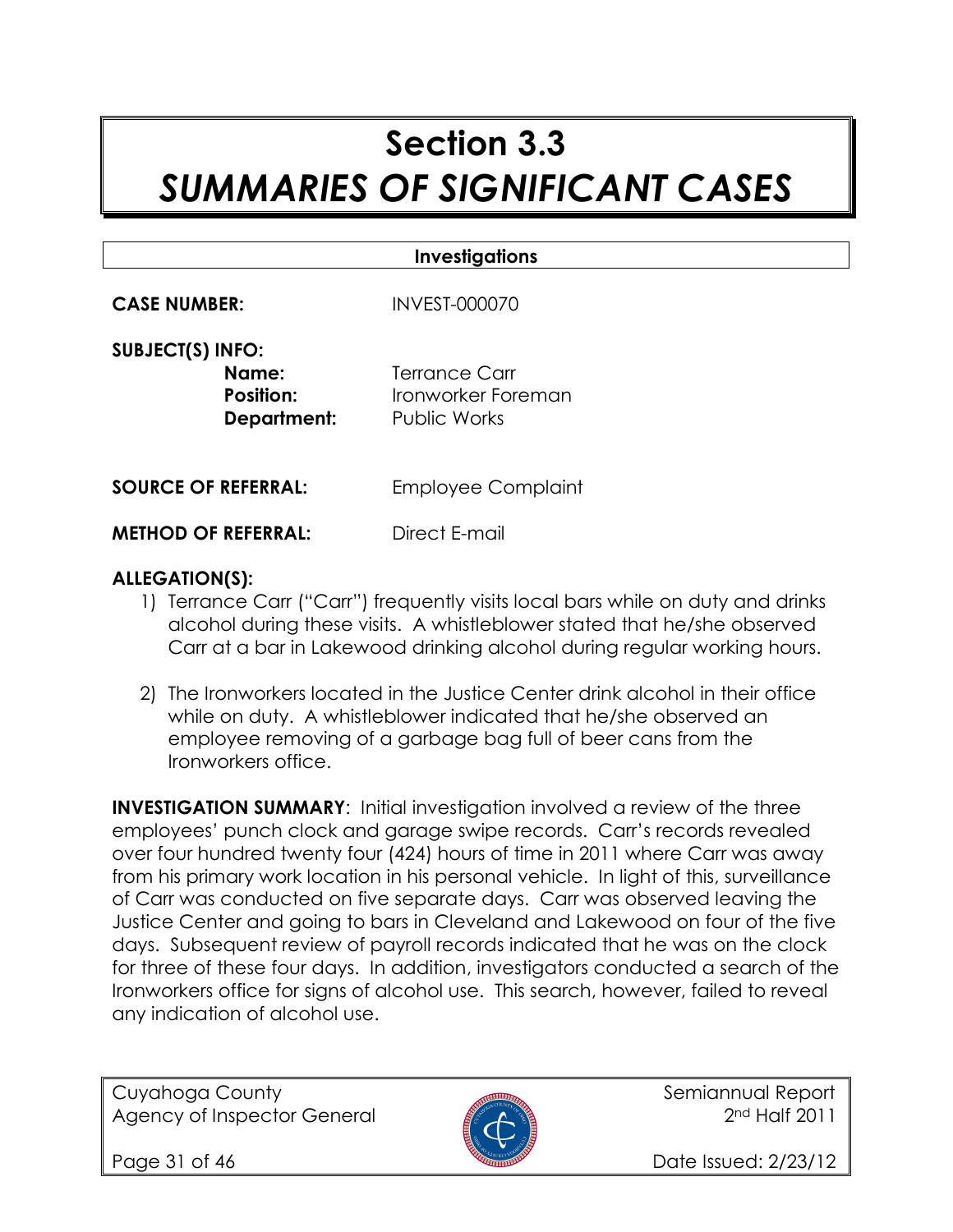# Section 3.3
# *SUMMARIES OF SIGNIFICANT CASES*

## Investigations

**CASE NUMBER:** INVEST-000070

**SUBJECT(S) INFO:**

**Name:** Terrance Carr
**Position:** Ironworker Foreman
**Department:** Public Works

**SOURCE OF REFERRAL:** Employee Complaint

**METHOD OF REFERRAL:** Direct E-mail

**ALLEGATION(S):**

1) Terrance Carr ("Carr") frequently visits local bars while on duty and drinks alcohol during these visits. A whistleblower stated that he/she observed Carr at a bar in Lakewood drinking alcohol during regular working hours.

2) The Ironworkers located in the Justice Center drink alcohol in their office while on duty. A whistleblower indicated that he/she observed an employee removing of a garbage bag full of beer cans from the Ironworkers office.

**INVESTIGATION SUMMARY**: Initial investigation involved a review of the three employees' punch clock and garage swipe records. Carr's records revealed over four hundred twenty four (424) hours of time in 2011 where Carr was away from his primary work location in his personal vehicle. In light of this, surveillance of Carr was conducted on five separate days. Carr was observed leaving the Justice Center and going to bars in Cleveland and Lakewood on four of the five days. Subsequent review of payroll records indicated that he was on the clock for three of these four days. In addition, investigators conducted a search of the Ironworkers office for signs of alcohol use. This search, however, failed to reveal any indication of alcohol use.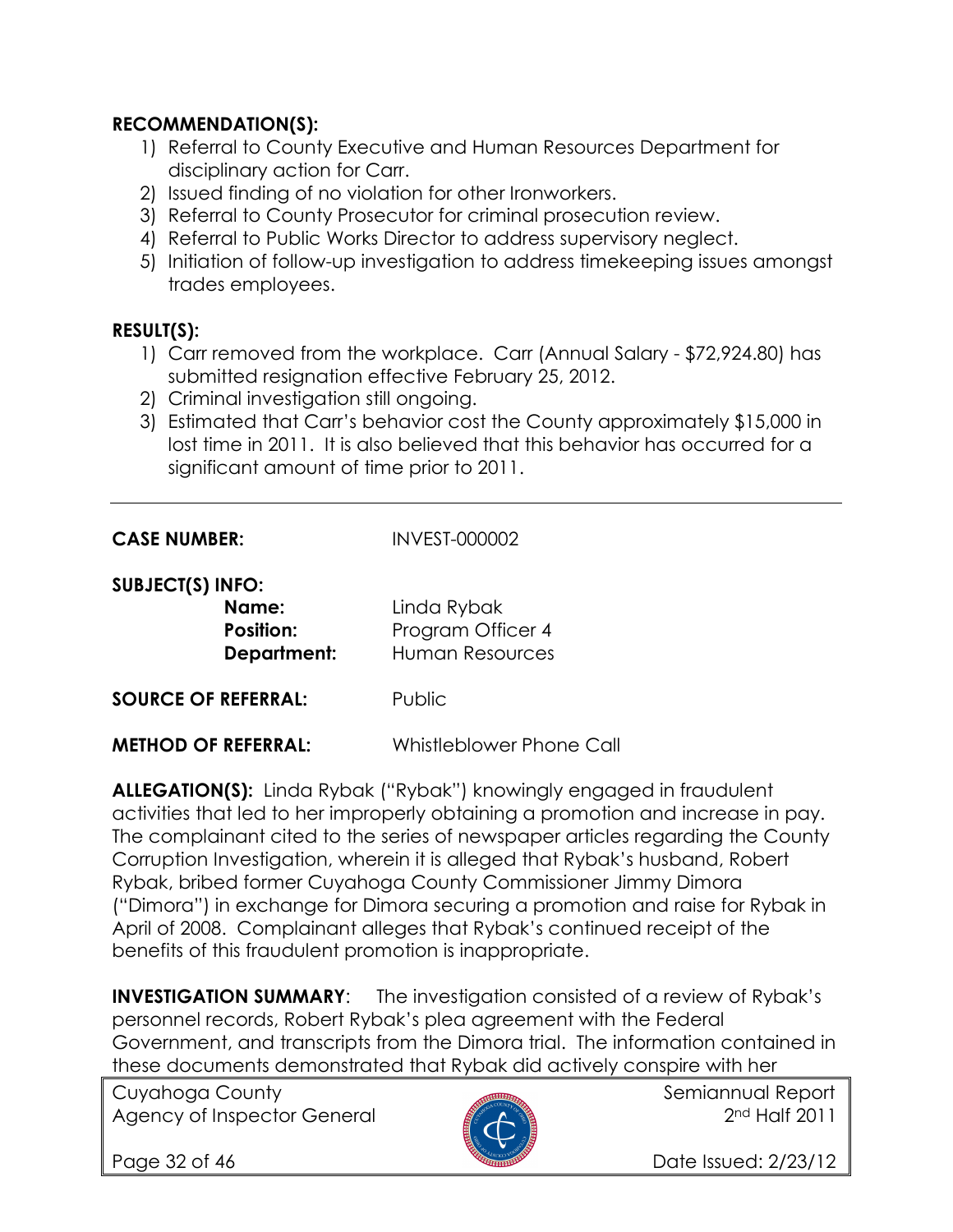**RECOMMENDATION(S):**

1) Referral to County Executive and Human Resources Department for disciplinary action for Carr.
2) Issued finding of no violation for other Ironworkers.
3) Referral to County Prosecutor for criminal prosecution review.
4) Referral to Public Works Director to address supervisory neglect.
5) Initiation of follow-up investigation to address timekeeping issues amongst trades employees.

**RESULT(S):**

1) Carr removed from the workplace. Carr (Annual Salary - $72,924.80) has submitted resignation effective February 25, 2012.
2) Criminal investigation still ongoing.
3) Estimated that Carr's behavior cost the County approximately $15,000 in lost time in 2011. It is also believed that this behavior has occurred for a significant amount of time prior to 2011.

---

**CASE NUMBER:** INVEST-000002

**SUBJECT(S) INFO:**

- **Name:** Linda Rybak
- **Position:** Program Officer 4
- **Department:** Human Resources

**SOURCE OF REFERRAL:** Public

**METHOD OF REFERRAL:** Whistleblower Phone Call

**ALLEGATION(S):** Linda Rybak ("Rybak") knowingly engaged in fraudulent activities that led to her improperly obtaining a promotion and increase in pay. The complainant cited to the series of newspaper articles regarding the County Corruption Investigation, wherein it is alleged that Rybak's husband, Robert Rybak, bribed former Cuyahoga County Commissioner Jimmy Dimora ("Dimora") in exchange for Dimora securing a promotion and raise for Rybak in April of 2008. Complainant alleges that Rybak's continued receipt of the benefits of this fraudulent promotion is inappropriate.

**INVESTIGATION SUMMARY**: The investigation consisted of a review of Rybak's personnel records, Robert Rybak's plea agreement with the Federal Government, and transcripts from the Dimora trial. The information contained in these documents demonstrated that Rybak did actively conspire with her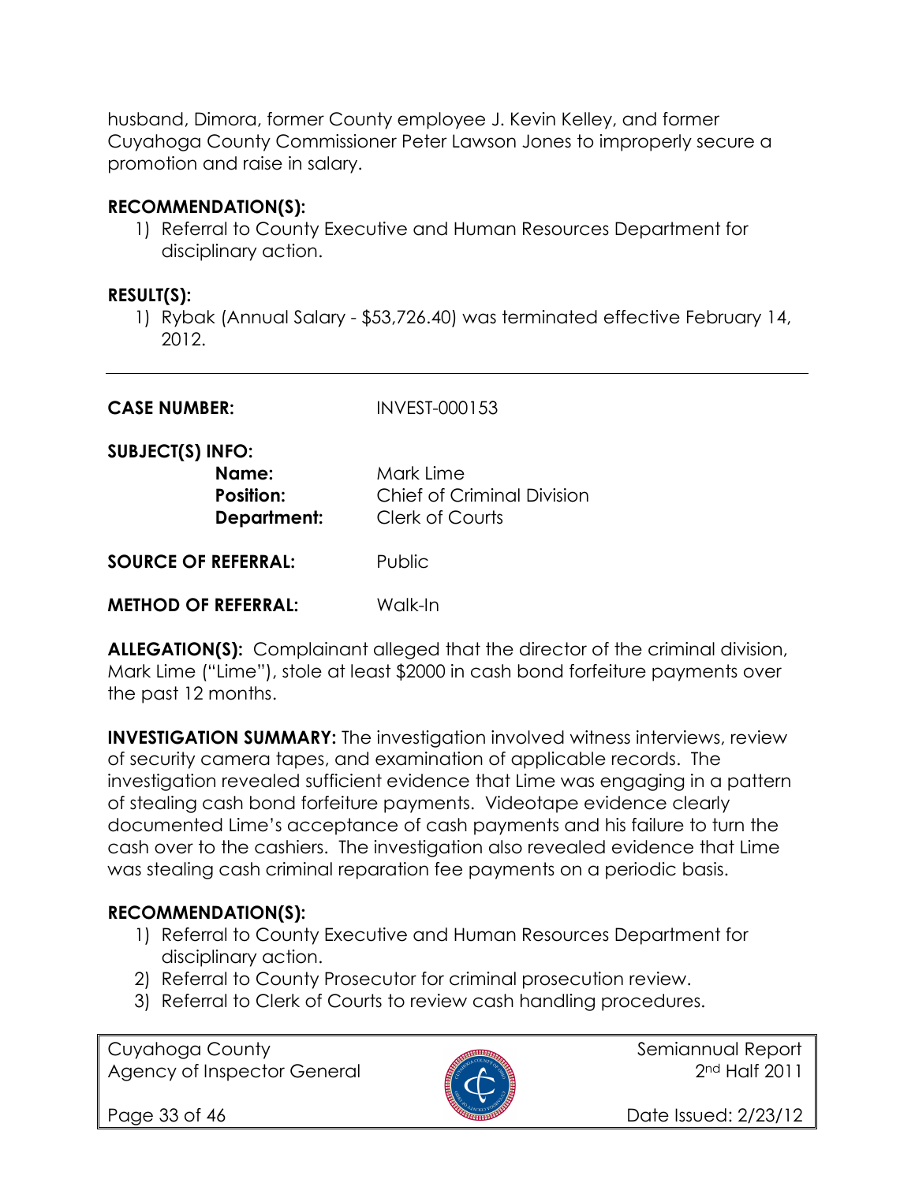husband, Dimora, former County employee J. Kevin Kelley, and former Cuyahoga County Commissioner Peter Lawson Jones to improperly secure a promotion and raise in salary.

**RECOMMENDATION(S):**

1) Referral to County Executive and Human Resources Department for disciplinary action.

**RESULT(S):**

1) Rybak (Annual Salary - $53,726.40) was terminated effective February 14, 2012.

---

**CASE NUMBER:** INVEST-000153

**SUBJECT(S) INFO:**

**Name:** Mark Lime
**Position:** Chief of Criminal Division
**Department:** Clerk of Courts

**SOURCE OF REFERRAL:** Public

**METHOD OF REFERRAL:** Walk-In

**ALLEGATION(S):** Complainant alleged that the director of the criminal division, Mark Lime ("Lime"), stole at least $2000 in cash bond forfeiture payments over the past 12 months.

**INVESTIGATION SUMMARY:** The investigation involved witness interviews, review of security camera tapes, and examination of applicable records. The investigation revealed sufficient evidence that Lime was engaging in a pattern of stealing cash bond forfeiture payments. Videotape evidence clearly documented Lime's acceptance of cash payments and his failure to turn the cash over to the cashiers. The investigation also revealed evidence that Lime was stealing cash criminal reparation fee payments on a periodic basis.

**RECOMMENDATION(S):**

1) Referral to County Executive and Human Resources Department for disciplinary action.
2) Referral to County Prosecutor for criminal prosecution review.
3) Referral to Clerk of Courts to review cash handling procedures.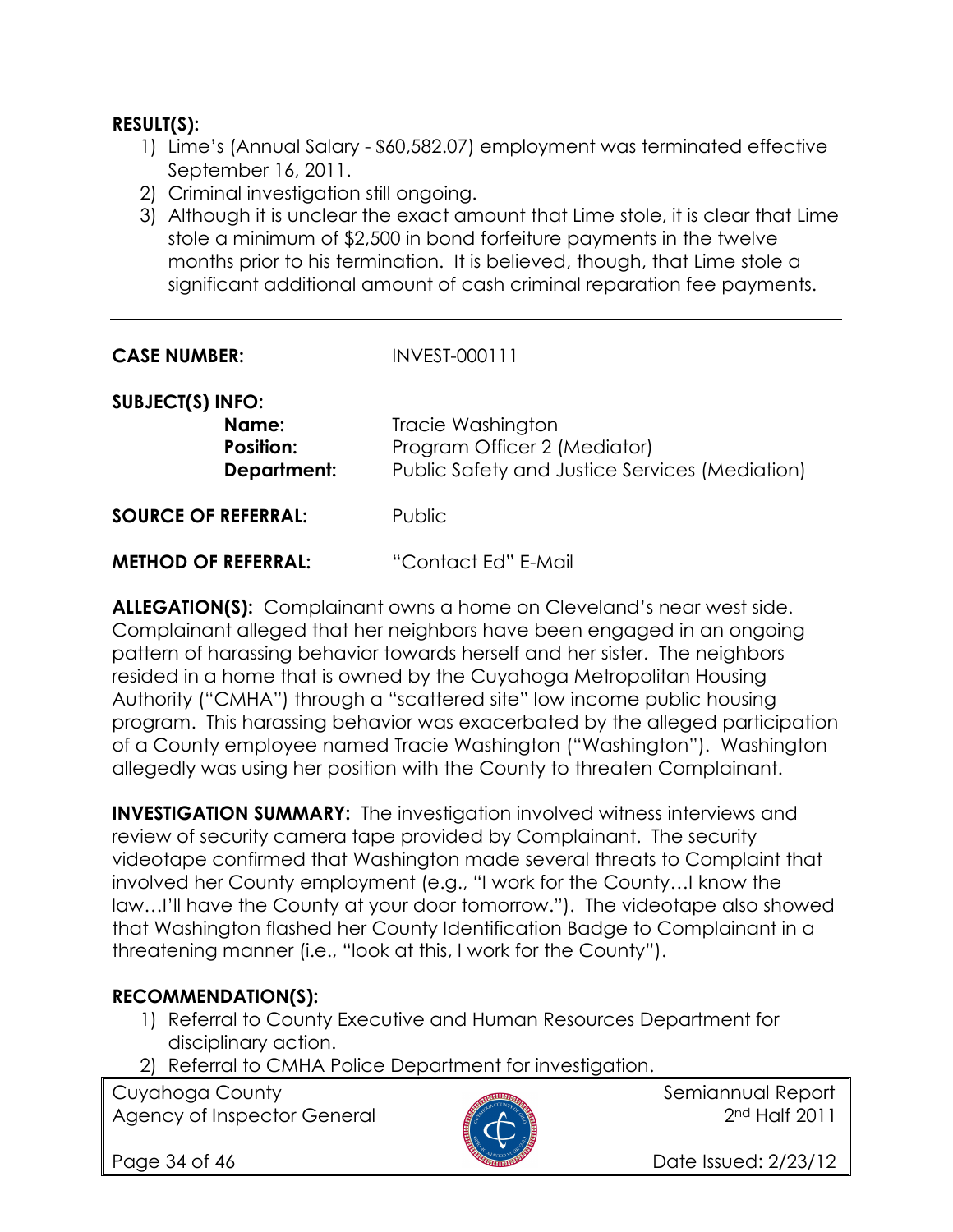**RESULT(S):**

1) Lime's (Annual Salary - $60,582.07) employment was terminated effective September 16, 2011.
2) Criminal investigation still ongoing.
3) Although it is unclear the exact amount that Lime stole, it is clear that Lime stole a minimum of $2,500 in bond forfeiture payments in the twelve months prior to his termination. It is believed, though, that Lime stole a significant additional amount of cash criminal reparation fee payments.

---

**CASE NUMBER:** INVEST-000111

**SUBJECT(S) INFO:**

**Name:** Tracie Washington
**Position:** Program Officer 2 (Mediator)
**Department:** Public Safety and Justice Services (Mediation)

**SOURCE OF REFERRAL:** Public

**METHOD OF REFERRAL:** "Contact Ed" E-Mail

**ALLEGATION(S):** Complainant owns a home on Cleveland's near west side. Complainant alleged that her neighbors have been engaged in an ongoing pattern of harassing behavior towards herself and her sister. The neighbors resided in a home that is owned by the Cuyahoga Metropolitan Housing Authority ("CMHA") through a "scattered site" low income public housing program. This harassing behavior was exacerbated by the alleged participation of a County employee named Tracie Washington ("Washington"). Washington allegedly was using her position with the County to threaten Complainant.

**INVESTIGATION SUMMARY:** The investigation involved witness interviews and review of security camera tape provided by Complainant. The security videotape confirmed that Washington made several threats to Complaint that involved her County employment (e.g., "I work for the County…I know the law…I'll have the County at your door tomorrow."). The videotape also showed that Washington flashed her County Identification Badge to Complainant in a threatening manner (i.e., "look at this, I work for the County").

**RECOMMENDATION(S):**

1) Referral to County Executive and Human Resources Department for disciplinary action.
2) Referral to CMHA Police Department for investigation.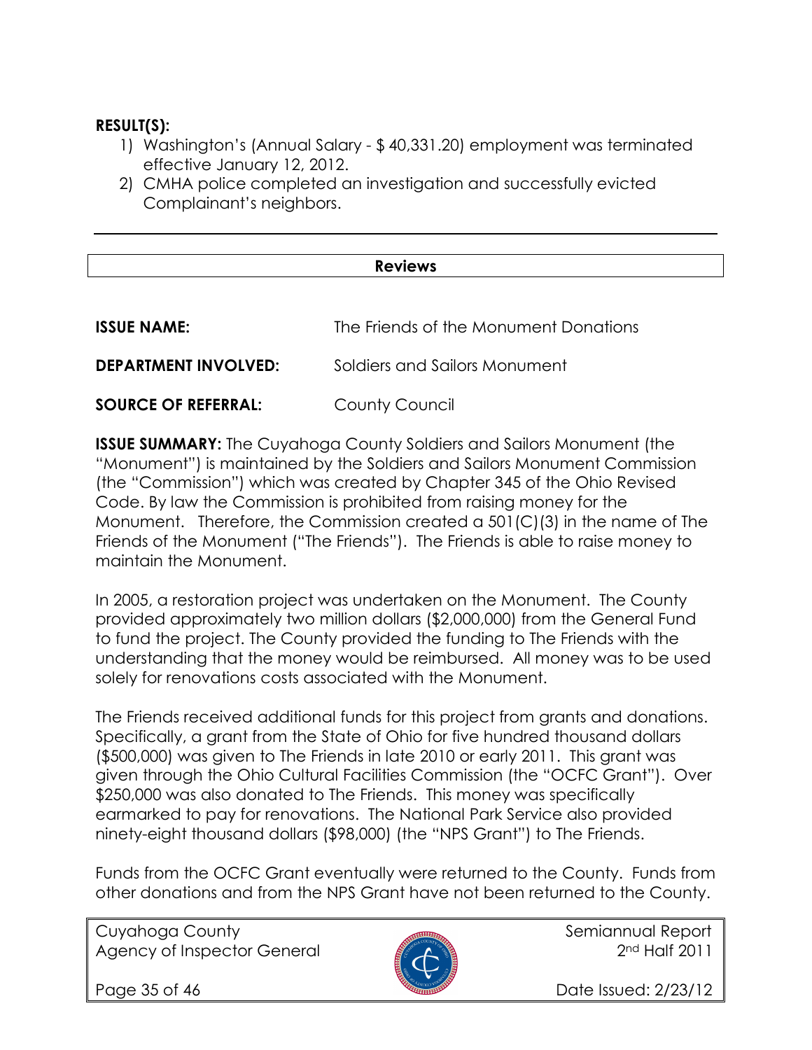**RESULT(S):**

1) Washington's (Annual Salary - $ 40,331.20) employment was terminated effective January 12, 2012.
2) CMHA police completed an investigation and successfully evicted Complainant's neighbors.

---

## Reviews

**ISSUE NAME:** The Friends of the Monument Donations

**DEPARTMENT INVOLVED:** Soldiers and Sailors Monument

**SOURCE OF REFERRAL:** County Council

**ISSUE SUMMARY:** The Cuyahoga County Soldiers and Sailors Monument (the "Monument") is maintained by the Soldiers and Sailors Monument Commission (the "Commission") which was created by Chapter 345 of the Ohio Revised Code. By law the Commission is prohibited from raising money for the Monument. Therefore, the Commission created a 501(C)(3) in the name of The Friends of the Monument ("The Friends"). The Friends is able to raise money to maintain the Monument.

In 2005, a restoration project was undertaken on the Monument. The County provided approximately two million dollars ($2,000,000) from the General Fund to fund the project. The County provided the funding to The Friends with the understanding that the money would be reimbursed. All money was to be used solely for renovations costs associated with the Monument.

The Friends received additional funds for this project from grants and donations. Specifically, a grant from the State of Ohio for five hundred thousand dollars ($500,000) was given to The Friends in late 2010 or early 2011. This grant was given through the Ohio Cultural Facilities Commission (the "OCFC Grant"). Over $250,000 was also donated to The Friends. This money was specifically earmarked to pay for renovations. The National Park Service also provided ninety-eight thousand dollars ($98,000) (the "NPS Grant") to The Friends.

Funds from the OCFC Grant eventually were returned to the County. Funds from other donations and from the NPS Grant have not been returned to the County.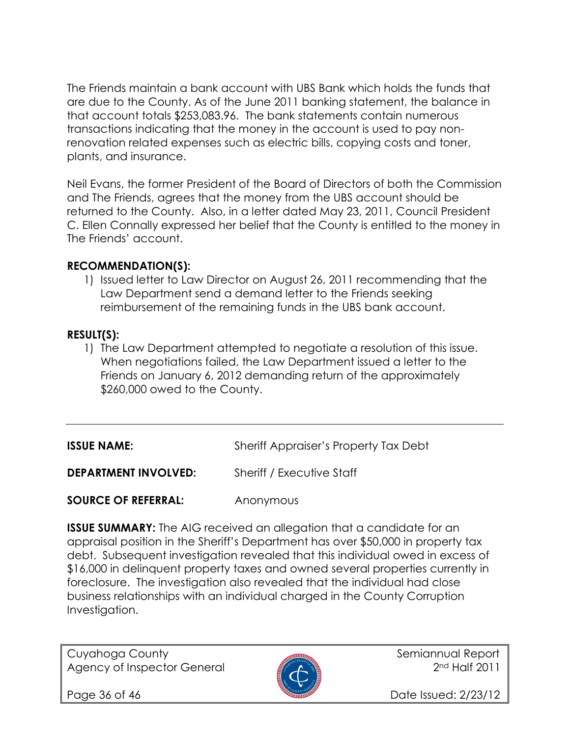The Friends maintain a bank account with UBS Bank which holds the funds that are due to the County. As of the June 2011 banking statement, the balance in that account totals $253,083.96. The bank statements contain numerous transactions indicating that the money in the account is used to pay non-renovation related expenses such as electric bills, copying costs and toner, plants, and insurance.

Neil Evans, the former President of the Board of Directors of both the Commission and The Friends, agrees that the money from the UBS account should be returned to the County. Also, in a letter dated May 23, 2011, Council President C. Ellen Connally expressed her belief that the County is entitled to the money in The Friends' account.

**RECOMMENDATION(S):**

1) Issued letter to Law Director on August 26, 2011 recommending that the Law Department send a demand letter to the Friends seeking reimbursement of the remaining funds in the UBS bank account.

**RESULT(S):**

1) The Law Department attempted to negotiate a resolution of this issue. When negotiations failed, the Law Department issued a letter to the Friends on January 6, 2012 demanding return of the approximately $260,000 owed to the County.

---

**ISSUE NAME:** Sheriff Appraiser's Property Tax Debt

**DEPARTMENT INVOLVED:** Sheriff / Executive Staff

**SOURCE OF REFERRAL:** Anonymous

**ISSUE SUMMARY:** The AIG received an allegation that a candidate for an appraisal position in the Sheriff's Department has over $50,000 in property tax debt. Subsequent investigation revealed that this individual owed in excess of $16,000 in delinquent property taxes and owned several properties currently in foreclosure. The investigation also revealed that the individual had close business relationships with an individual charged in the County Corruption Investigation.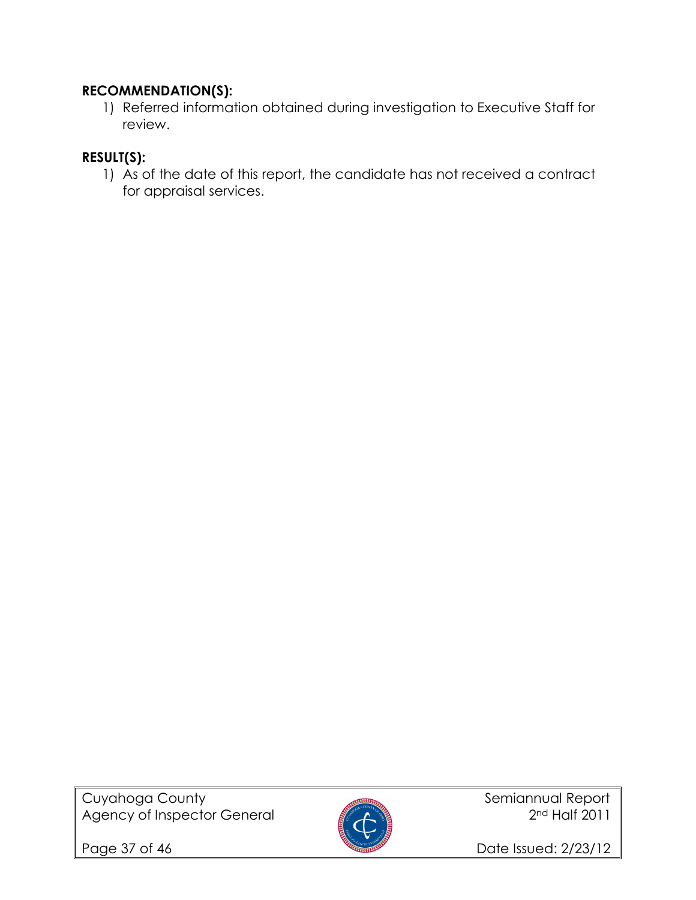**RECOMMENDATION(S):**

1) Referred information obtained during investigation to Executive Staff for review.

**RESULT(S):**

1) As of the date of this report, the candidate has not received a contract for appraisal services.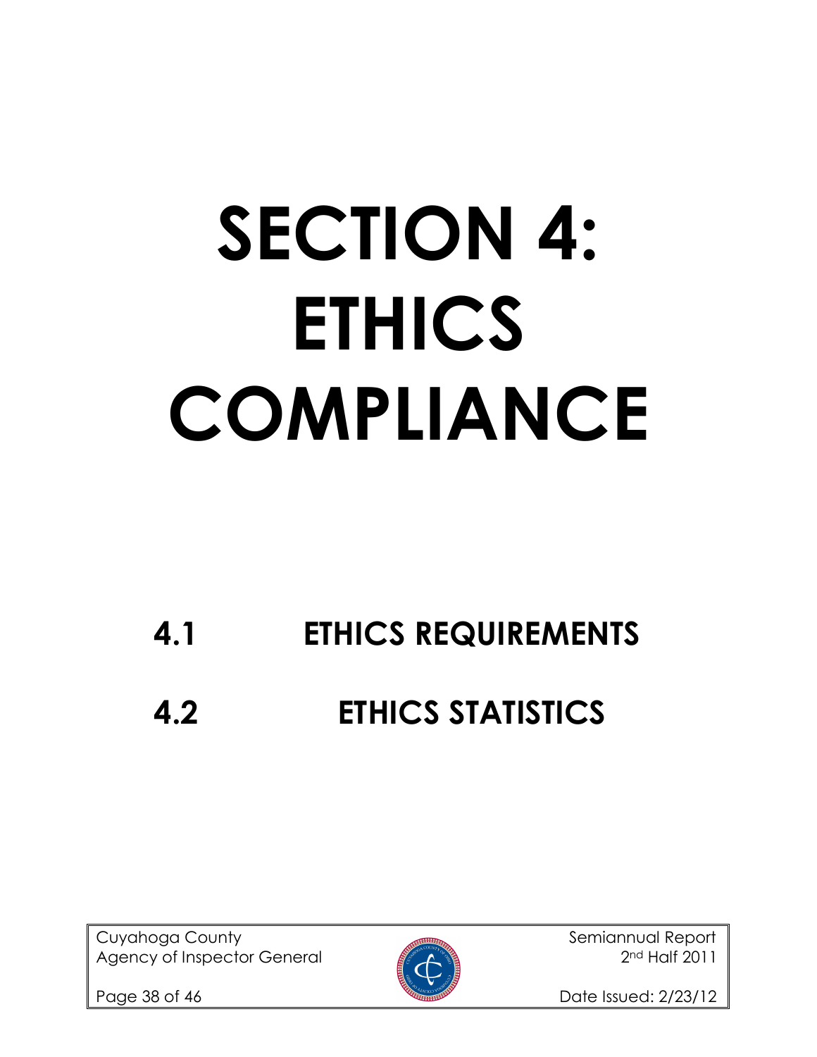# SECTION 4: ETHICS COMPLIANCE

## 4.1 ETHICS REQUIREMENTS

## 4.2 ETHICS STATISTICS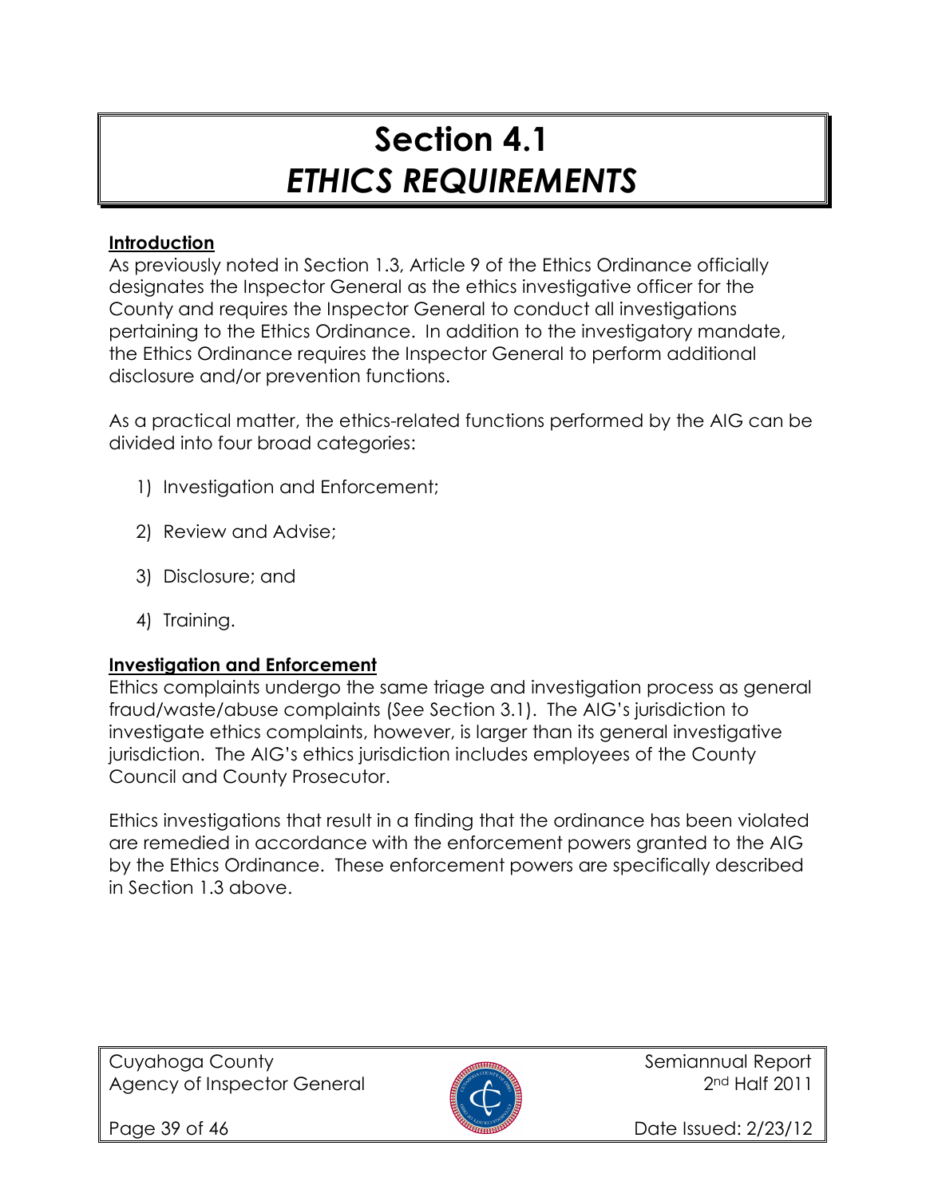# Section 4.1
# *ETHICS REQUIREMENTS*

**Introduction**

As previously noted in Section 1.3, Article 9 of the Ethics Ordinance officially designates the Inspector General as the ethics investigative officer for the County and requires the Inspector General to conduct all investigations pertaining to the Ethics Ordinance. In addition to the investigatory mandate, the Ethics Ordinance requires the Inspector General to perform additional disclosure and/or prevention functions.

As a practical matter, the ethics-related functions performed by the AIG can be divided into four broad categories:

1) Investigation and Enforcement;

2) Review and Advise;

3) Disclosure; and

4) Training.

**Investigation and Enforcement**

Ethics complaints undergo the same triage and investigation process as general fraud/waste/abuse complaints (*See* Section 3.1). The AIG's jurisdiction to investigate ethics complaints, however, is larger than its general investigative jurisdiction. The AIG's ethics jurisdiction includes employees of the County Council and County Prosecutor.

Ethics investigations that result in a finding that the ordinance has been violated are remedied in accordance with the enforcement powers granted to the AIG by the Ethics Ordinance. These enforcement powers are specifically described in Section 1.3 above.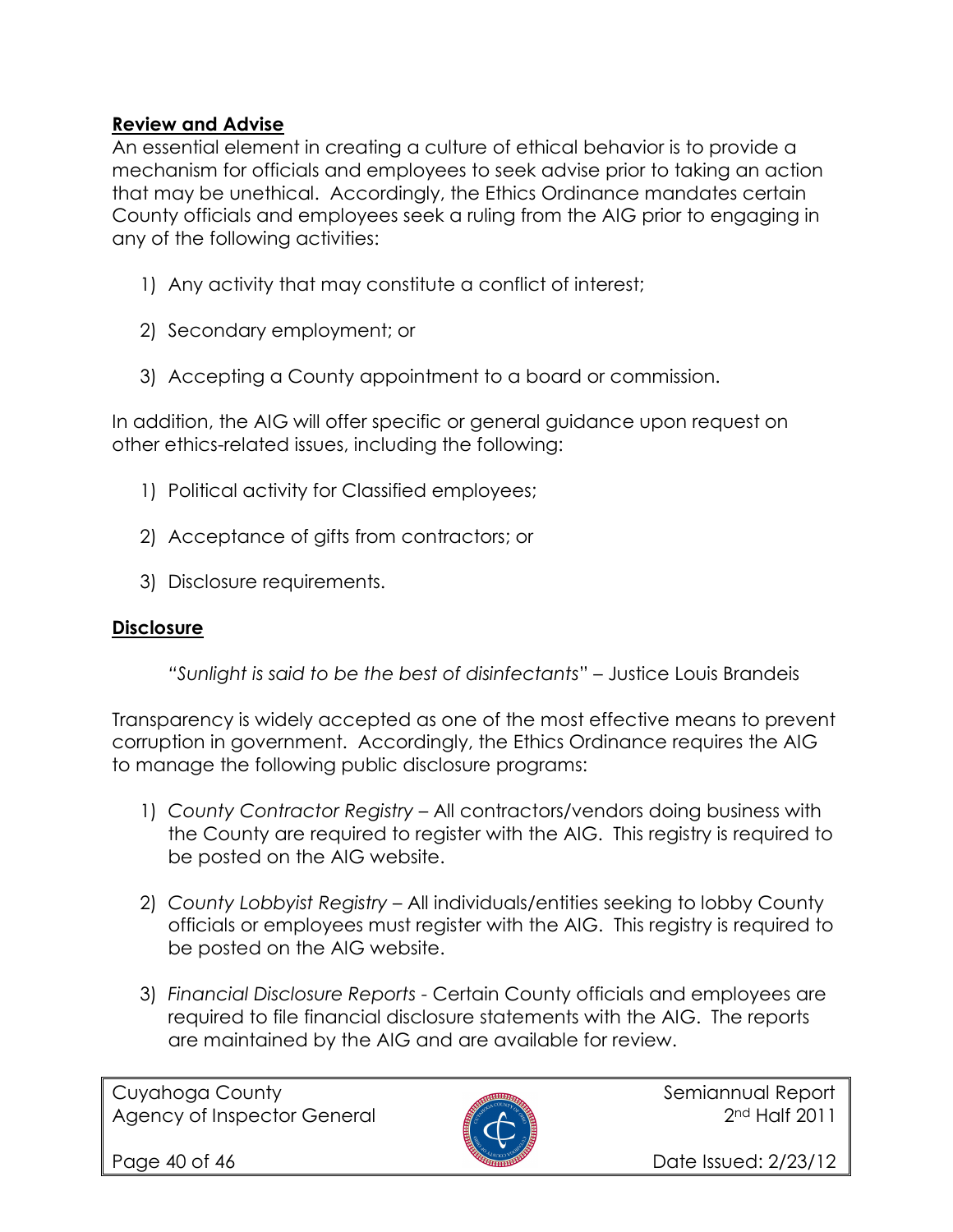## **Review and Advise**

An essential element in creating a culture of ethical behavior is to provide a mechanism for officials and employees to seek advise prior to taking an action that may be unethical. Accordingly, the Ethics Ordinance mandates certain County officials and employees seek a ruling from the AIG prior to engaging in any of the following activities:

1) Any activity that may constitute a conflict of interest;

2) Secondary employment; or

3) Accepting a County appointment to a board or commission.

In addition, the AIG will offer specific or general guidance upon request on other ethics-related issues, including the following:

1) Political activity for Classified employees;

2) Acceptance of gifts from contractors; or

3) Disclosure requirements.

## **Disclosure**

"*Sunlight is said to be the best of disinfectants*" – Justice Louis Brandeis

Transparency is widely accepted as one of the most effective means to prevent corruption in government. Accordingly, the Ethics Ordinance requires the AIG to manage the following public disclosure programs:

1) *County Contractor Registry* – All contractors/vendors doing business with the County are required to register with the AIG. This registry is required to be posted on the AIG website.

2) *County Lobbyist Registry* – All individuals/entities seeking to lobby County officials or employees must register with the AIG. This registry is required to be posted on the AIG website.

3) *Financial Disclosure Reports* - Certain County officials and employees are required to file financial disclosure statements with the AIG. The reports are maintained by the AIG and are available for review.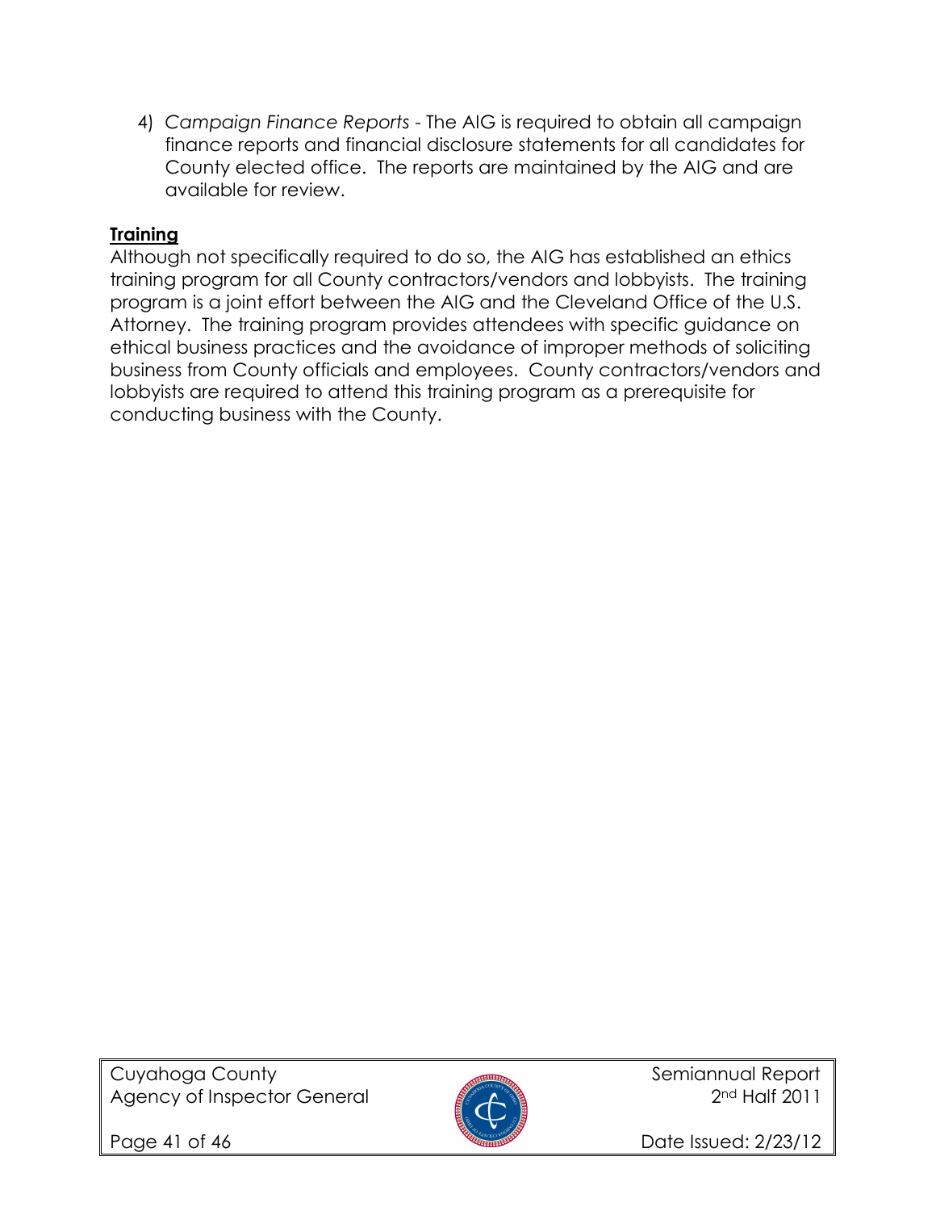4) *Campaign Finance Reports* - The AIG is required to obtain all campaign finance reports and financial disclosure statements for all candidates for County elected office. The reports are maintained by the AIG and are available for review.

**Training**

Although not specifically required to do so, the AIG has established an ethics training program for all County contractors/vendors and lobbyists. The training program is a joint effort between the AIG and the Cleveland Office of the U.S. Attorney. The training program provides attendees with specific guidance on ethical business practices and the avoidance of improper methods of soliciting business from County officials and employees. County contractors/vendors and lobbyists are required to attend this training program as a prerequisite for conducting business with the County.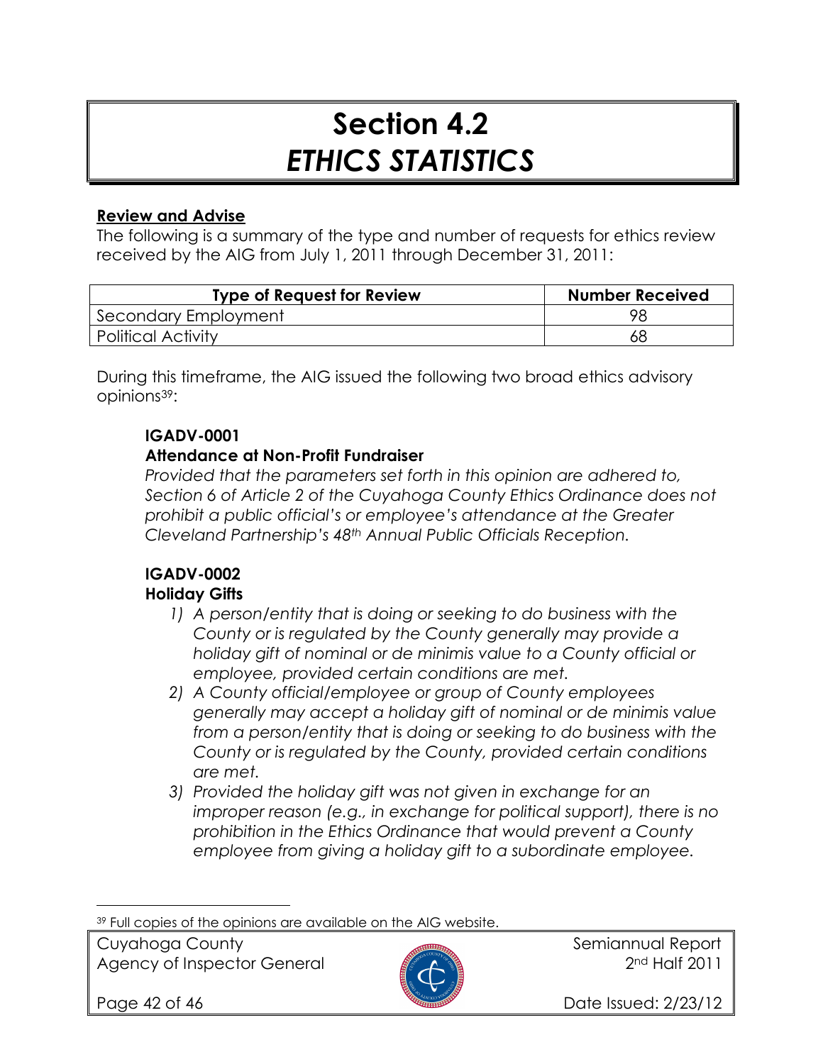# Section 4.2
# *ETHICS STATISTICS*

**Review and Advise**

The following is a summary of the type and number of requests for ethics review received by the AIG from July 1, 2011 through December 31, 2011:

| Type of Request for Review | Number Received |
|---|---|
| Secondary Employment | 98 |
| Political Activity | 68 |

During this timeframe, the AIG issued the following two broad ethics advisory opinions[39]:

**IGADV-0001**
**Attendance at Non-Profit Fundraiser**
*Provided that the parameters set forth in this opinion are adhered to, Section 6 of Article 2 of the Cuyahoga County Ethics Ordinance does not prohibit a public official's or employee's attendance at the Greater Cleveland Partnership's 48th Annual Public Officials Reception.*

**IGADV-0002**
**Holiday Gifts**

1) *A person/entity that is doing or seeking to do business with the County or is regulated by the County generally may provide a holiday gift of nominal or de minimis value to a County official or employee, provided certain conditions are met.*
2) *A County official/employee or group of County employees generally may accept a holiday gift of nominal or de minimis value from a person/entity that is doing or seeking to do business with the County or is regulated by the County, provided certain conditions are met.*
3) *Provided the holiday gift was not given in exchange for an improper reason (e.g., in exchange for political support), there is no prohibition in the Ethics Ordinance that would prevent a County employee from giving a holiday gift to a subordinate employee.*

[39] Full copies of the opinions are available on the AIG website.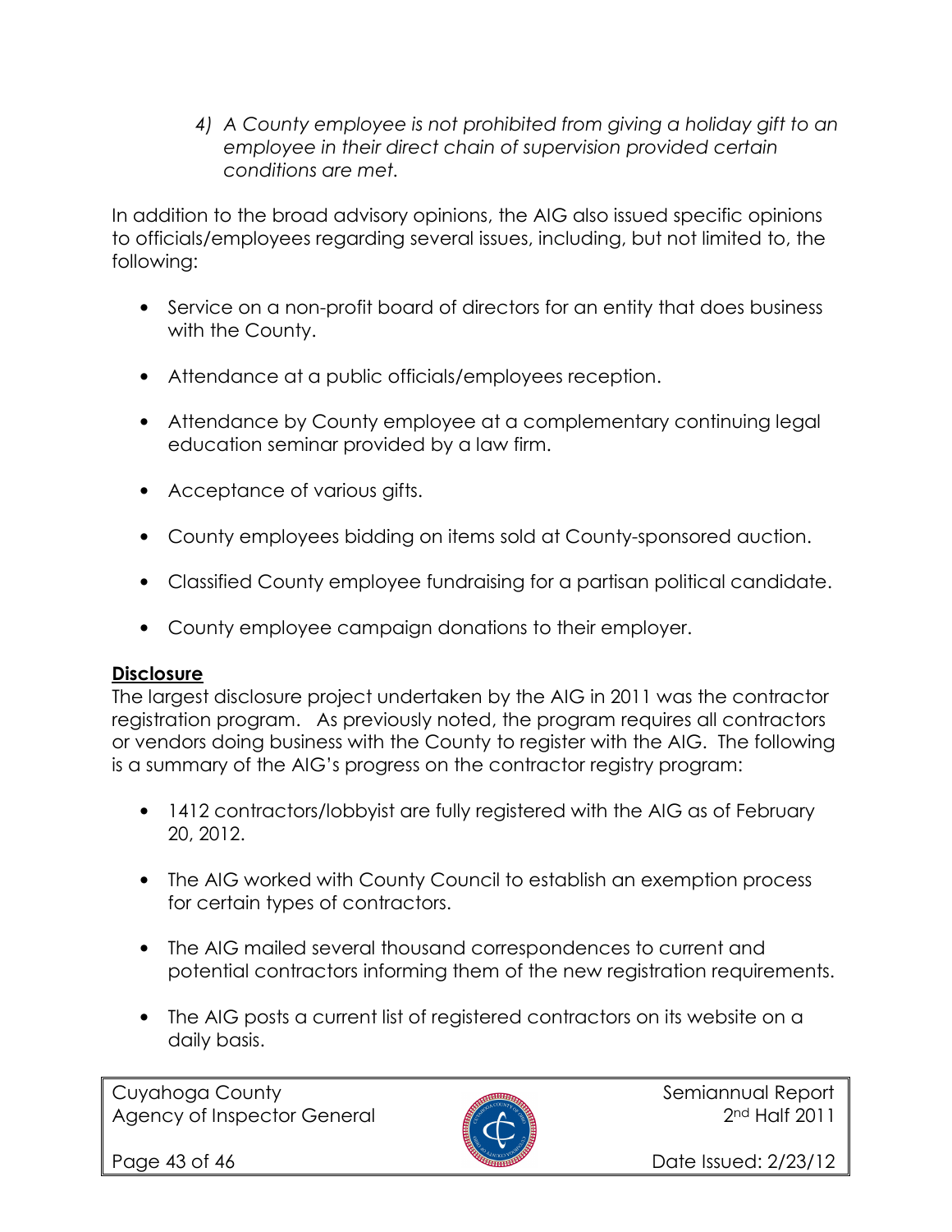4) *A County employee is not prohibited from giving a holiday gift to an employee in their direct chain of supervision provided certain conditions are met.*

In addition to the broad advisory opinions, the AIG also issued specific opinions to officials/employees regarding several issues, including, but not limited to, the following:

- Service on a non-profit board of directors for an entity that does business with the County.
- Attendance at a public officials/employees reception.
- Attendance by County employee at a complementary continuing legal education seminar provided by a law firm.
- Acceptance of various gifts.
- County employees bidding on items sold at County-sponsored auction.
- Classified County employee fundraising for a partisan political candidate.
- County employee campaign donations to their employer.

**Disclosure**

The largest disclosure project undertaken by the AIG in 2011 was the contractor registration program. As previously noted, the program requires all contractors or vendors doing business with the County to register with the AIG. The following is a summary of the AIG's progress on the contractor registry program:

- 1412 contractors/lobbyist are fully registered with the AIG as of February 20, 2012.
- The AIG worked with County Council to establish an exemption process for certain types of contractors.
- The AIG mailed several thousand correspondences to current and potential contractors informing them of the new registration requirements.
- The AIG posts a current list of registered contractors on its website on a daily basis.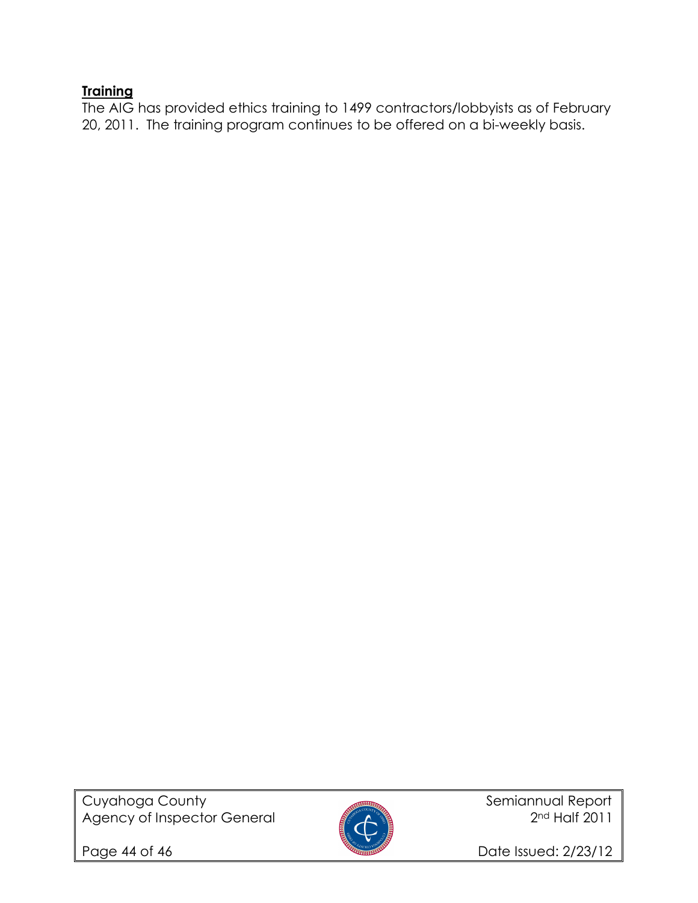**Training**

The AIG has provided ethics training to 1499 contractors/lobbyists as of February 20, 2011. The training program continues to be offered on a bi-weekly basis.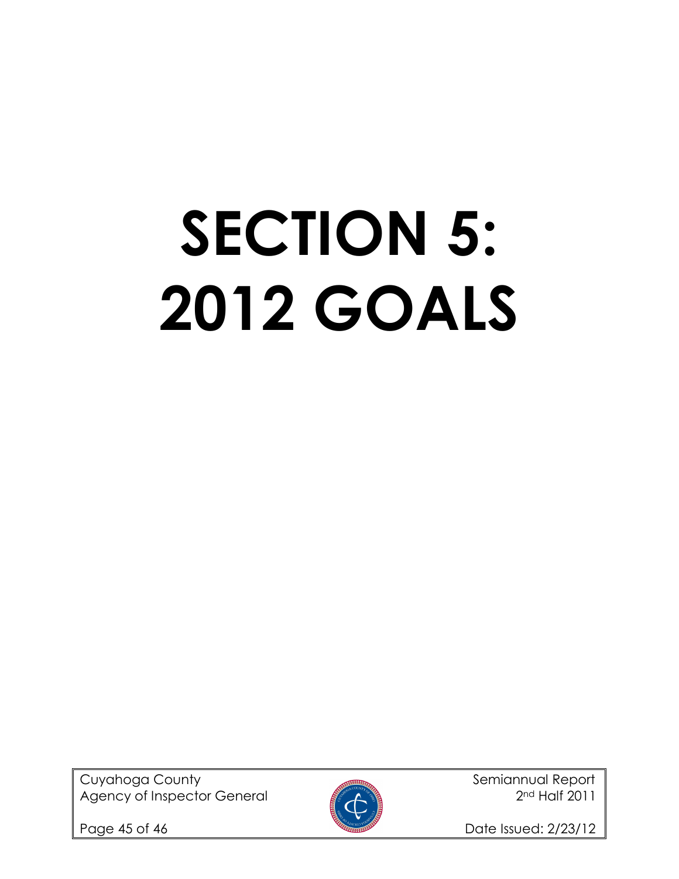# SECTION 5: 2012 GOALS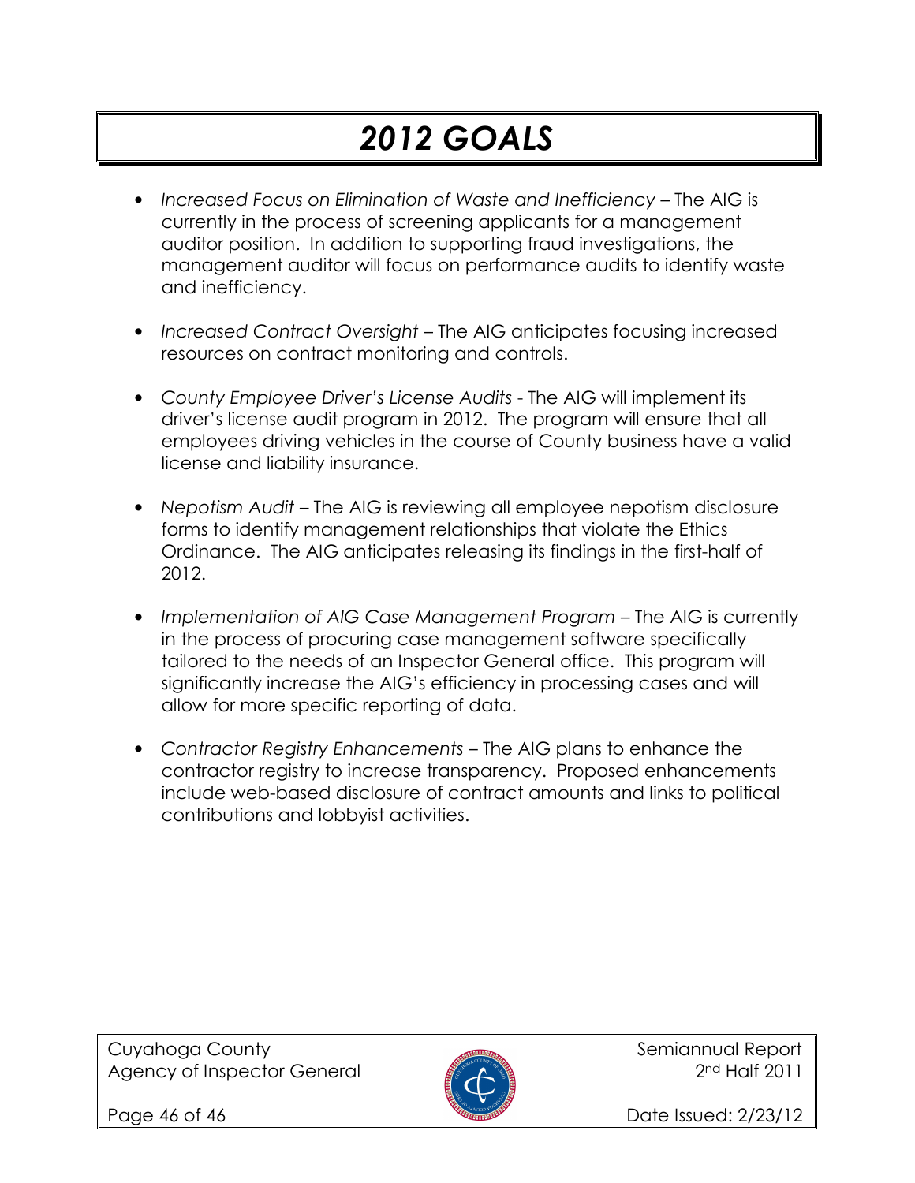# *2012 GOALS*

- *Increased Focus on Elimination of Waste and Inefficiency* – The AIG is currently in the process of screening applicants for a management auditor position. In addition to supporting fraud investigations, the management auditor will focus on performance audits to identify waste and inefficiency.

- *Increased Contract Oversight* – The AIG anticipates focusing increased resources on contract monitoring and controls.

- *County Employee Driver's License Audits* - The AIG will implement its driver's license audit program in 2012. The program will ensure that all employees driving vehicles in the course of County business have a valid license and liability insurance.

- *Nepotism Audit* – The AIG is reviewing all employee nepotism disclosure forms to identify management relationships that violate the Ethics Ordinance. The AIG anticipates releasing its findings in the first-half of 2012.

- *Implementation of AIG Case Management Program* – The AIG is currently in the process of procuring case management software specifically tailored to the needs of an Inspector General office. This program will significantly increase the AIG's efficiency in processing cases and will allow for more specific reporting of data.

- *Contractor Registry Enhancements* – The AIG plans to enhance the contractor registry to increase transparency. Proposed enhancements include web-based disclosure of contract amounts and links to political contributions and lobbyist activities.